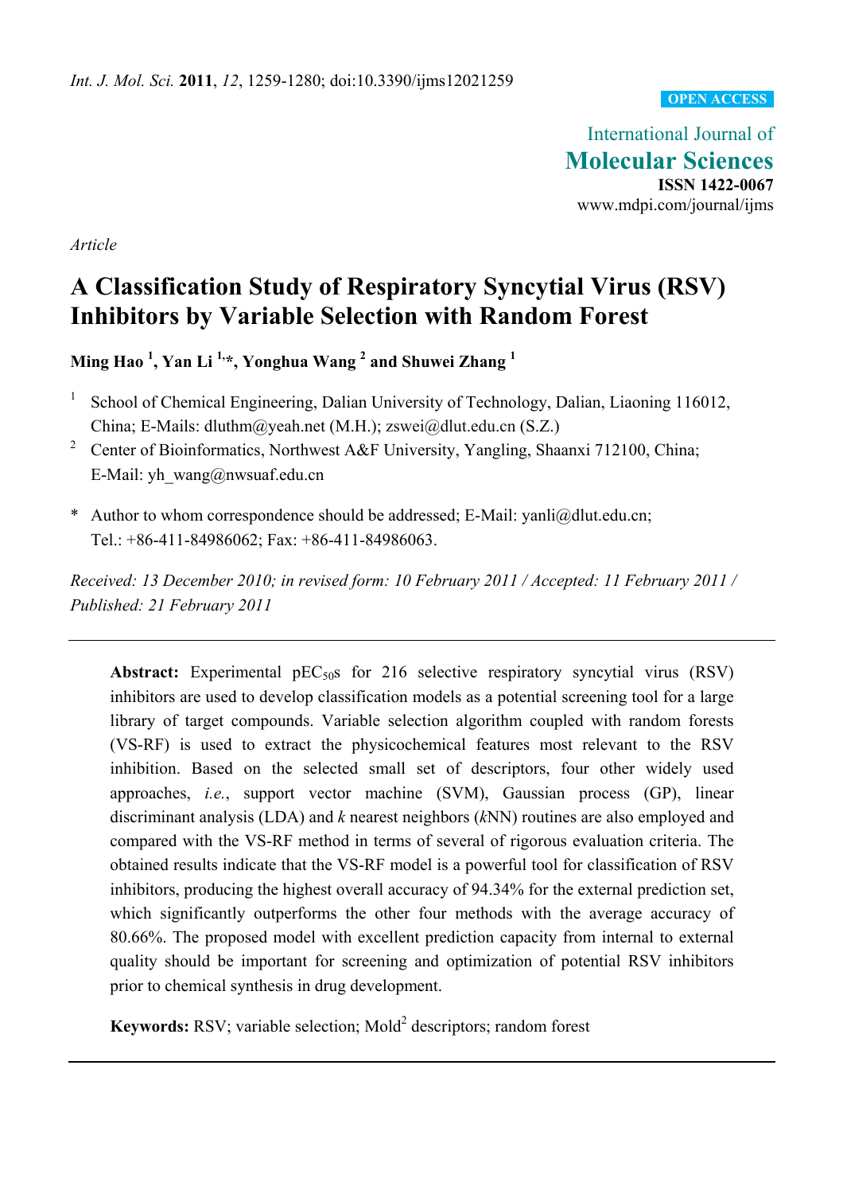*Int. J. Mol. Sci.* **2011**, *12*, 1259-1280; doi:10.3390/ijms12021259

**OPEN ACCESS**

International Journal of
**Molecular Sciences**
**ISSN 1422-0067**
www.mdpi.com/journal/ijms

*Article*

# A Classification Study of Respiratory Syncytial Virus (RSV) Inhibitors by Variable Selection with Random Forest

**Ming Hao [1], Yan Li [1,*], Yonghua Wang [2] and Shuwei Zhang [1]**

[1] School of Chemical Engineering, Dalian University of Technology, Dalian, Liaoning 116012, China; E-Mails: dluthm@yeah.net (M.H.); zswei@dlut.edu.cn (S.Z.)

[2] Center of Bioinformatics, Northwest A&F University, Yangling, Shaanxi 712100, China; E-Mail: yh_wang@nwsuaf.edu.cn

\* Author to whom correspondence should be addressed; E-Mail: yanli@dlut.edu.cn; Tel.: +86-411-84986062; Fax: +86-411-84986063.

*Received: 13 December 2010; in revised form: 10 February 2011 / Accepted: 11 February 2011 / Published: 21 February 2011*

---

**Abstract:** Experimental $pEC_{50}$s for 216 selective respiratory syncytial virus (RSV) inhibitors are used to develop classification models as a potential screening tool for a large library of target compounds. Variable selection algorithm coupled with random forests (VS-RF) is used to extract the physicochemical features most relevant to the RSV inhibition. Based on the selected small set of descriptors, four other widely used approaches, *i.e.*, support vector machine (SVM), Gaussian process (GP), linear discriminant analysis (LDA) and *k* nearest neighbors (*k*NN) routines are also employed and compared with the VS-RF method in terms of several of rigorous evaluation criteria. The obtained results indicate that the VS-RF model is a powerful tool for classification of RSV inhibitors, producing the highest overall accuracy of 94.34% for the external prediction set, which significantly outperforms the other four methods with the average accuracy of 80.66%. The proposed model with excellent prediction capacity from internal to external quality should be important for screening and optimization of potential RSV inhibitors prior to chemical synthesis in drug development.

**Keywords:** RSV; variable selection; $Mold^2$ descriptors; random forest

---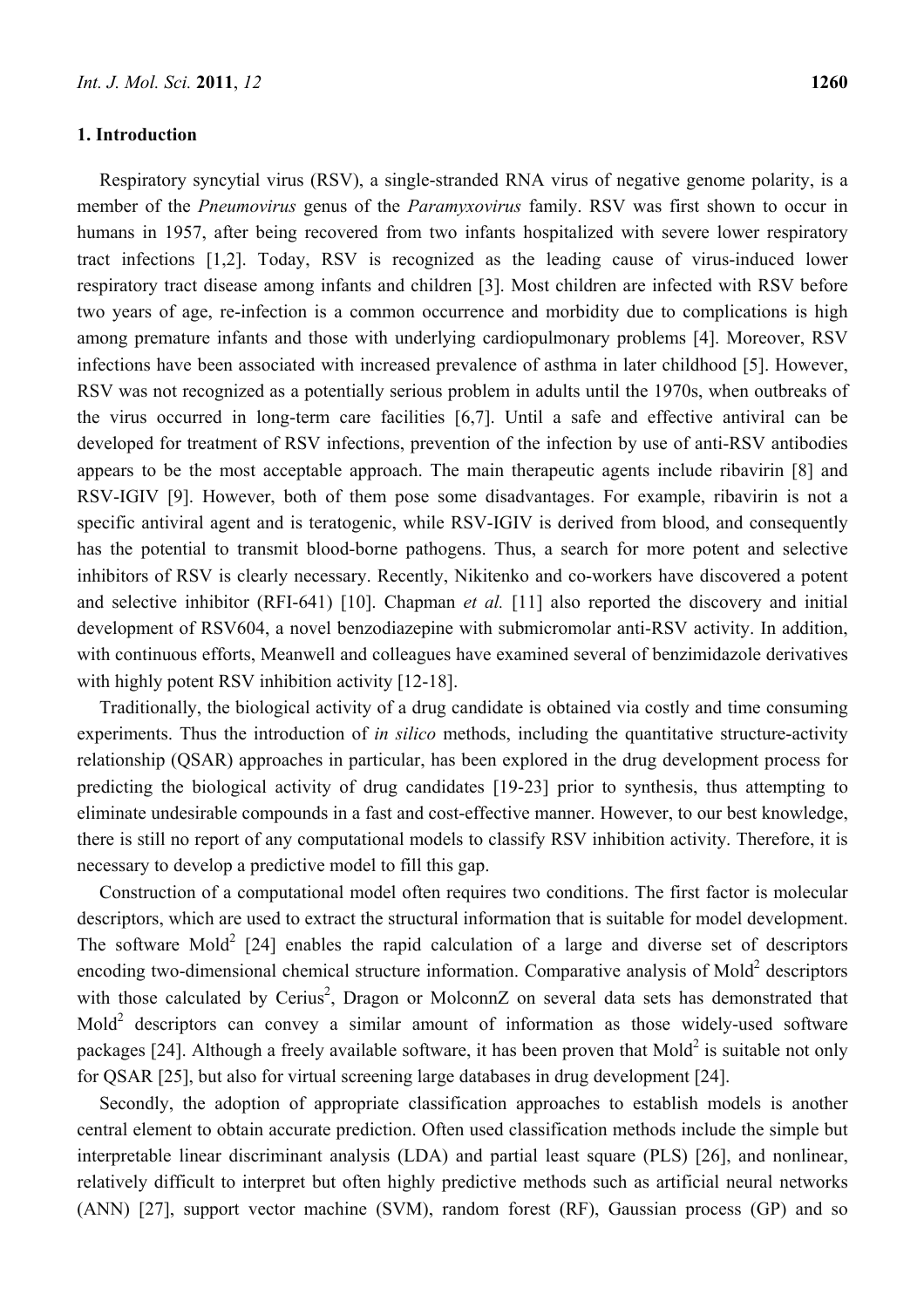## 1. Introduction

Respiratory syncytial virus (RSV), a single-stranded RNA virus of negative genome polarity, is a member of the *Pneumovirus* genus of the *Paramyxovirus* family. RSV was first shown to occur in humans in 1957, after being recovered from two infants hospitalized with severe lower respiratory tract infections [1,2]. Today, RSV is recognized as the leading cause of virus-induced lower respiratory tract disease among infants and children [3]. Most children are infected with RSV before two years of age, re-infection is a common occurrence and morbidity due to complications is high among premature infants and those with underlying cardiopulmonary problems [4]. Moreover, RSV infections have been associated with increased prevalence of asthma in later childhood [5]. However, RSV was not recognized as a potentially serious problem in adults until the 1970s, when outbreaks of the virus occurred in long-term care facilities [6,7]. Until a safe and effective antiviral can be developed for treatment of RSV infections, prevention of the infection by use of anti-RSV antibodies appears to be the most acceptable approach. The main therapeutic agents include ribavirin [8] and RSV-IGIV [9]. However, both of them pose some disadvantages. For example, ribavirin is not a specific antiviral agent and is teratogenic, while RSV-IGIV is derived from blood, and consequently has the potential to transmit blood-borne pathogens. Thus, a search for more potent and selective inhibitors of RSV is clearly necessary. Recently, Nikitenko and co-workers have discovered a potent and selective inhibitor (RFI-641) [10]. Chapman *et al.* [11] also reported the discovery and initial development of RSV604, a novel benzodiazepine with submicromolar anti-RSV activity. In addition, with continuous efforts, Meanwell and colleagues have examined several of benzimidazole derivatives with highly potent RSV inhibition activity [12-18].

Traditionally, the biological activity of a drug candidate is obtained via costly and time consuming experiments. Thus the introduction of *in silico* methods, including the quantitative structure-activity relationship (QSAR) approaches in particular, has been explored in the drug development process for predicting the biological activity of drug candidates [19-23] prior to synthesis, thus attempting to eliminate undesirable compounds in a fast and cost-effective manner. However, to our best knowledge, there is still no report of any computational models to classify RSV inhibition activity. Therefore, it is necessary to develop a predictive model to fill this gap.

Construction of a computational model often requires two conditions. The first factor is molecular descriptors, which are used to extract the structural information that is suitable for model development. The software Mold$^2$ [24] enables the rapid calculation of a large and diverse set of descriptors encoding two-dimensional chemical structure information. Comparative analysis of Mold$^2$ descriptors with those calculated by Cerius$^2$, Dragon or MolconnZ on several data sets has demonstrated that Mold$^2$ descriptors can convey a similar amount of information as those widely-used software packages [24]. Although a freely available software, it has been proven that Mold$^2$ is suitable not only for QSAR [25], but also for virtual screening large databases in drug development [24].

Secondly, the adoption of appropriate classification approaches to establish models is another central element to obtain accurate prediction. Often used classification methods include the simple but interpretable linear discriminant analysis (LDA) and partial least square (PLS) [26], and nonlinear, relatively difficult to interpret but often highly predictive methods such as artificial neural networks (ANN) [27], support vector machine (SVM), random forest (RF), Gaussian process (GP) and so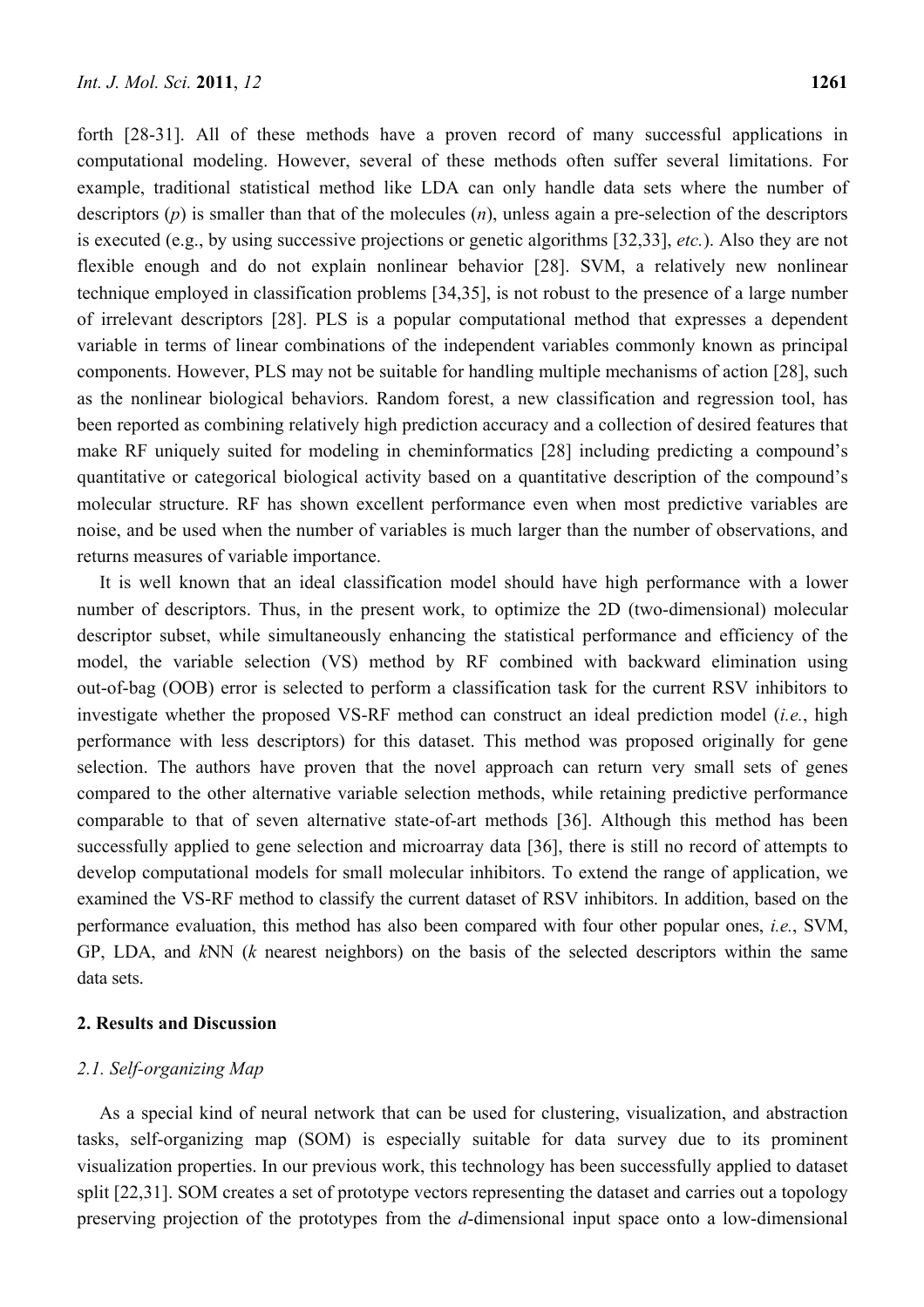forth [28-31]. All of these methods have a proven record of many successful applications in computational modeling. However, several of these methods often suffer several limitations. For example, traditional statistical method like LDA can only handle data sets where the number of descriptors ($p$) is smaller than that of the molecules ($n$), unless again a pre-selection of the descriptors is executed (e.g., by using successive projections or genetic algorithms [32,33], *etc.*). Also they are not flexible enough and do not explain nonlinear behavior [28]. SVM, a relatively new nonlinear technique employed in classification problems [34,35], is not robust to the presence of a large number of irrelevant descriptors [28]. PLS is a popular computational method that expresses a dependent variable in terms of linear combinations of the independent variables commonly known as principal components. However, PLS may not be suitable for handling multiple mechanisms of action [28], such as the nonlinear biological behaviors. Random forest, a new classification and regression tool, has been reported as combining relatively high prediction accuracy and a collection of desired features that make RF uniquely suited for modeling in cheminformatics [28] including predicting a compound's quantitative or categorical biological activity based on a quantitative description of the compound's molecular structure. RF has shown excellent performance even when most predictive variables are noise, and be used when the number of variables is much larger than the number of observations, and returns measures of variable importance.

It is well known that an ideal classification model should have high performance with a lower number of descriptors. Thus, in the present work, to optimize the 2D (two-dimensional) molecular descriptor subset, while simultaneously enhancing the statistical performance and efficiency of the model, the variable selection (VS) method by RF combined with backward elimination using out-of-bag (OOB) error is selected to perform a classification task for the current RSV inhibitors to investigate whether the proposed VS-RF method can construct an ideal prediction model (*i.e.*, high performance with less descriptors) for this dataset. This method was proposed originally for gene selection. The authors have proven that the novel approach can return very small sets of genes compared to the other alternative variable selection methods, while retaining predictive performance comparable to that of seven alternative state-of-art methods [36]. Although this method has been successfully applied to gene selection and microarray data [36], there is still no record of attempts to develop computational models for small molecular inhibitors. To extend the range of application, we examined the VS-RF method to classify the current dataset of RSV inhibitors. In addition, based on the performance evaluation, this method has also been compared with four other popular ones, *i.e.*, SVM, GP, LDA, and *k*NN (*k* nearest neighbors) on the basis of the selected descriptors within the same data sets.

## 2. Results and Discussion

### *2.1. Self-organizing Map*

As a special kind of neural network that can be used for clustering, visualization, and abstraction tasks, self-organizing map (SOM) is especially suitable for data survey due to its prominent visualization properties. In our previous work, this technology has been successfully applied to dataset split [22,31]. SOM creates a set of prototype vectors representing the dataset and carries out a topology preserving projection of the prototypes from the *d*-dimensional input space onto a low-dimensional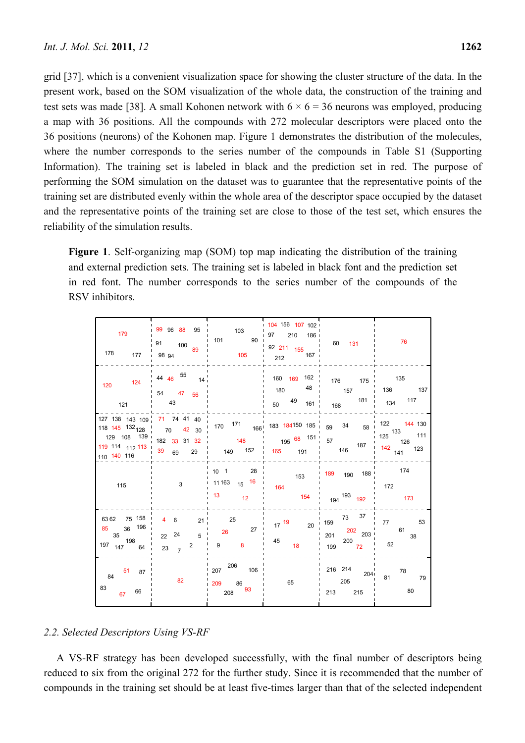grid [37], which is a convenient visualization space for showing the cluster structure of the data. In the present work, based on the SOM visualization of the whole data, the construction of the training and test sets was made [38]. A small Kohonen network with 6 × 6 = 36 neurons was employed, producing a map with 36 positions. All the compounds with 272 molecular descriptors were placed onto the 36 positions (neurons) of the Kohonen map. Figure 1 demonstrates the distribution of the molecules, where the number corresponds to the series number of the compounds in Table S1 (Supporting Information). The training set is labeled in black and the prediction set in red. The purpose of performing the SOM simulation on the dataset was to guarantee that the representative points of the training set are distributed evenly within the whole area of the descriptor space occupied by the dataset and the representative points of the training set are close to those of the test set, which ensures the reliability of the simulation results.

**Figure 1**. Self-organizing map (SOM) top map indicating the distribution of the training and external prediction sets. The training set is labeled in black font and the prediction set in red font. The number corresponds to the series number of the compounds of the RSV inhibitors.

| 179 178 177 | 99 96 88 95 91 100 89 98 94 | 103 101 90 105 | 104 156 107 102 97 210 186 92 211 155 167 212 | 60 131 | 76 |
|---|---|---|---|---|---|
| 120 124 121 | 44 46 55 14 54 47 56 43 | | 160 169 162 180 48 50 49 161 | 176 175 157 181 168 | 135 136 137 134 117 |
| 127 138 143 109 118 145 132 128 129 108 139 119 114 112 113 110 140 116 | 71 74 41 40 70 42 30 182 33 31 32 39 69 29 | 170 171 166 148 149 152 | 183 184 150 185 195 68 151 165 191 | 59 34 58 57 187 146 | 122 144 130 133 125 111 126 142 123 141 |
| 115 | 3 | 10 1 28 11 163 15 16 13 12 | 153 164 154 | 189 190 188 193 194 192 | 174 172 173 |
| 63 62 75 158 85 36 196 35 198 197 147 64 | 4 6 21 22 24 5 23 7 2 | 25 26 27 9 8 | 17 19 20 45 18 | 159 73 37 202 201 203 200 199 72 | 77 53 61 38 52 |
| 51 87 84 83 67 66 | 82 | 206 207 106 209 86 208 93 | 65 | 216 214 204 205 213 215 | 78 81 79 80 |

### 2.2. Selected Descriptors Using VS-RF

A VS-RF strategy has been developed successfully, with the final number of descriptors being reduced to six from the original 272 for the further study. Since it is recommended that the number of compounds in the training set should be at least five-times larger than that of the selected independent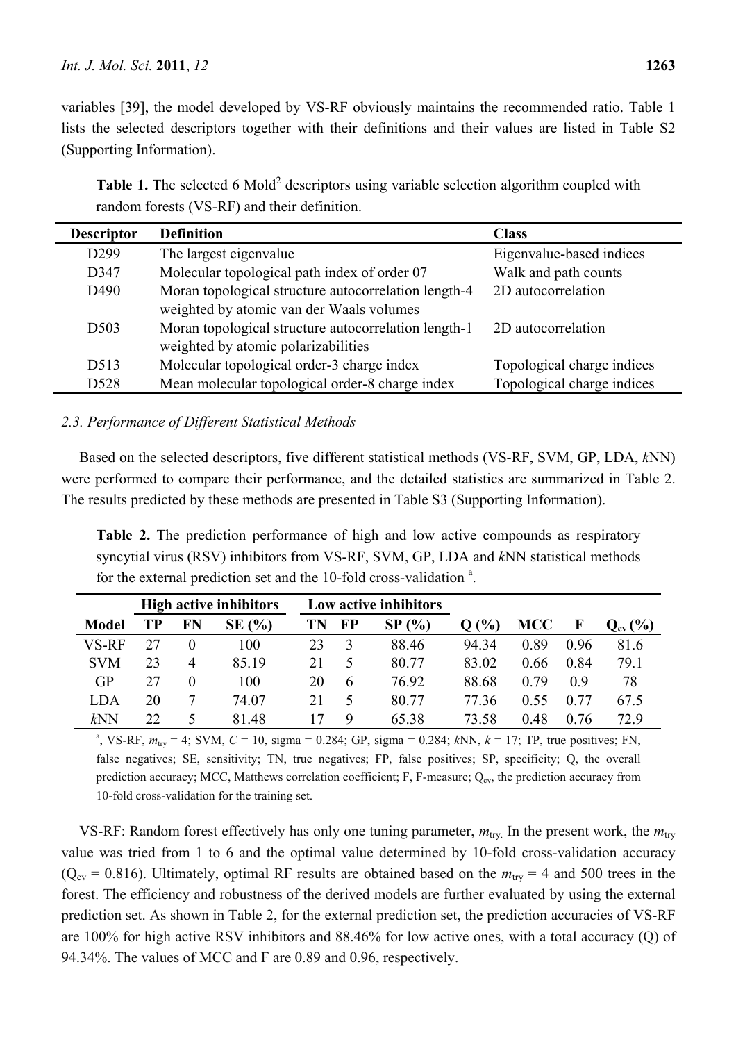variables [39], the model developed by VS-RF obviously maintains the recommended ratio. Table 1 lists the selected descriptors together with their definitions and their values are listed in Table S2 (Supporting Information).

**Table 1.** The selected 6 Mold$^2$ descriptors using variable selection algorithm coupled with random forests (VS-RF) and their definition.

| Descriptor | Definition | Class |
|---|---|---|
| D299 | The largest eigenvalue | Eigenvalue-based indices |
| D347 | Molecular topological path index of order 07 | Walk and path counts |
| D490 | Moran topological structure autocorrelation length-4 weighted by atomic van der Waals volumes | 2D autocorrelation |
| D503 | Moran topological structure autocorrelation length-1 weighted by atomic polarizabilities | 2D autocorrelation |
| D513 | Molecular topological order-3 charge index | Topological charge indices |
| D528 | Mean molecular topological order-8 charge index | Topological charge indices |

### *2.3. Performance of Different Statistical Methods*

Based on the selected descriptors, five different statistical methods (VS-RF, SVM, GP, LDA, *k*NN) were performed to compare their performance, and the detailed statistics are summarized in Table 2. The results predicted by these methods are presented in Table S3 (Supporting Information).

**Table 2.** The prediction performance of high and low active compounds as respiratory syncytial virus (RSV) inhibitors from VS-RF, SVM, GP, LDA and *k*NN statistical methods for the external prediction set and the 10-fold cross-validation [a].

| | High active inhibitors | | | Low active inhibitors | | | | | | |
|---|---|---|---|---|---|---|---|---|---|---|
| **Model** | **TP** | **FN** | **SE (%)** | **TN** | **FP** | **SP (%)** | **Q (%)** | **MCC** | **F** | **$Q_{cv}$ (%)** |
| VS-RF | 27 | 0 | 100 | 23 | 3 | 88.46 | 94.34 | 0.89 | 0.96 | 81.6 |
| SVM | 23 | 4 | 85.19 | 21 | 5 | 80.77 | 83.02 | 0.66 | 0.84 | 79.1 |
| GP | 27 | 0 | 100 | 20 | 6 | 76.92 | 88.68 | 0.79 | 0.9 | 78 |
| LDA | 20 | 7 | 74.07 | 21 | 5 | 80.77 | 77.36 | 0.55 | 0.77 | 67.5 |
| *k*NN | 22 | 5 | 81.48 | 17 | 9 | 65.38 | 73.58 | 0.48 | 0.76 | 72.9 |

[a], VS-RF, $m_{try}$ = 4; SVM, *C* = 10, sigma = 0.284; GP, sigma = 0.284; *k*NN, *k* = 17; TP, true positives; FN, false negatives; SE, sensitivity; TN, true negatives; FP, false positives; SP, specificity; Q, the overall prediction accuracy; MCC, Matthews correlation coefficient; F, F-measure; $Q_{cv}$, the prediction accuracy from 10-fold cross-validation for the training set.

VS-RF: Random forest effectively has only one tuning parameter, $m_{try}$. In the present work, the $m_{try}$ value was tried from 1 to 6 and the optimal value determined by 10-fold cross-validation accuracy ($Q_{cv}$ = 0.816). Ultimately, optimal RF results are obtained based on the $m_{try}$ = 4 and 500 trees in the forest. The efficiency and robustness of the derived models are further evaluated by using the external prediction set. As shown in Table 2, for the external prediction set, the prediction accuracies of VS-RF are 100% for high active RSV inhibitors and 88.46% for low active ones, with a total accuracy (Q) of 94.34%. The values of MCC and F are 0.89 and 0.96, respectively.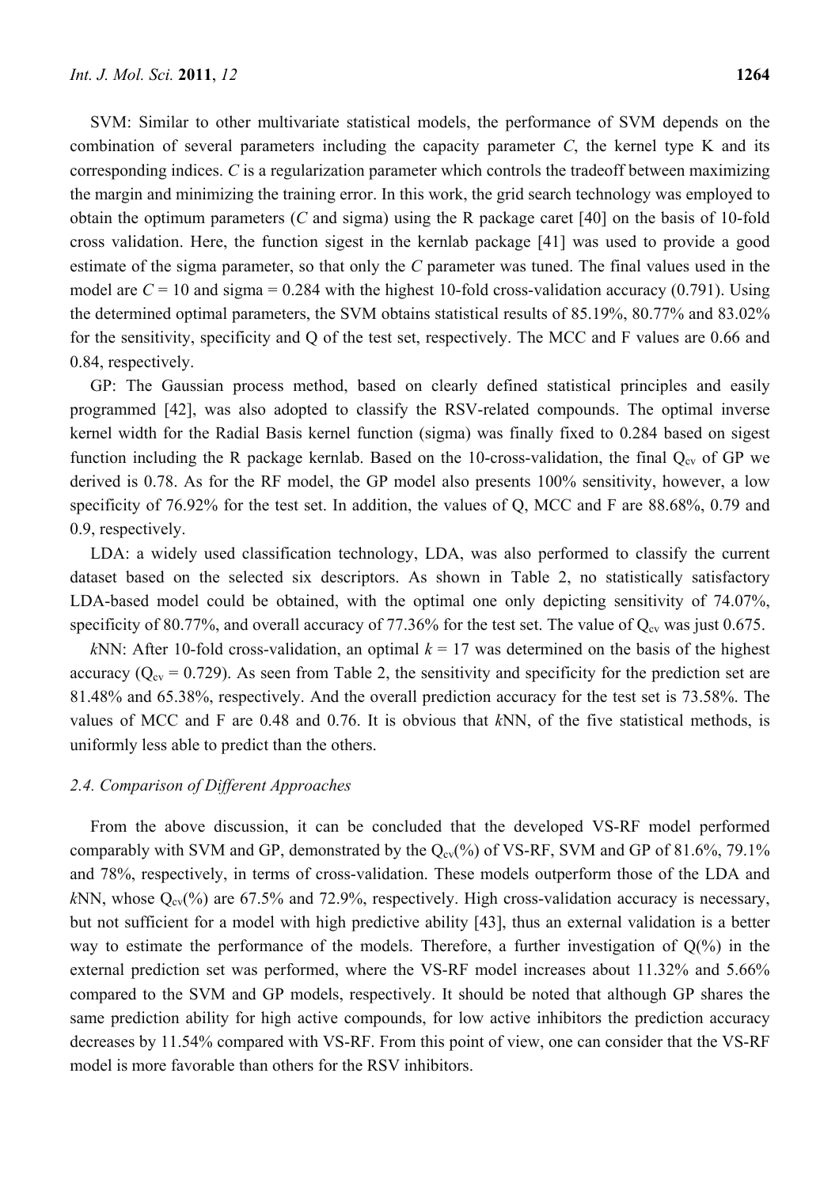SVM: Similar to other multivariate statistical models, the performance of SVM depends on the combination of several parameters including the capacity parameter $C$, the kernel type K and its corresponding indices. $C$ is a regularization parameter which controls the tradeoff between maximizing the margin and minimizing the training error. In this work, the grid search technology was employed to obtain the optimum parameters ($C$ and sigma) using the R package caret [40] on the basis of 10-fold cross validation. Here, the function sigest in the kernlab package [41] was used to provide a good estimate of the sigma parameter, so that only the $C$ parameter was tuned. The final values used in the model are $C = 10$ and sigma = 0.284 with the highest 10-fold cross-validation accuracy (0.791). Using the determined optimal parameters, the SVM obtains statistical results of 85.19%, 80.77% and 83.02% for the sensitivity, specificity and Q of the test set, respectively. The MCC and F values are 0.66 and 0.84, respectively.

GP: The Gaussian process method, based on clearly defined statistical principles and easily programmed [42], was also adopted to classify the RSV-related compounds. The optimal inverse kernel width for the Radial Basis kernel function (sigma) was finally fixed to 0.284 based on sigest function including the R package kernlab. Based on the 10-cross-validation, the final $Q_{cv}$ of GP we derived is 0.78. As for the RF model, the GP model also presents 100% sensitivity, however, a low specificity of 76.92% for the test set. In addition, the values of Q, MCC and F are 88.68%, 0.79 and 0.9, respectively.

LDA: a widely used classification technology, LDA, was also performed to classify the current dataset based on the selected six descriptors. As shown in Table 2, no statistically satisfactory LDA-based model could be obtained, with the optimal one only depicting sensitivity of 74.07%, specificity of 80.77%, and overall accuracy of 77.36% for the test set. The value of $Q_{cv}$ was just 0.675.

*k*NN: After 10-fold cross-validation, an optimal $k = 17$ was determined on the basis of the highest accuracy ($Q_{cv} = 0.729$). As seen from Table 2, the sensitivity and specificity for the prediction set are 81.48% and 65.38%, respectively. And the overall prediction accuracy for the test set is 73.58%. The values of MCC and F are 0.48 and 0.76. It is obvious that *k*NN, of the five statistical methods, is uniformly less able to predict than the others.

### 2.4. Comparison of Different Approaches

From the above discussion, it can be concluded that the developed VS-RF model performed comparably with SVM and GP, demonstrated by the $Q_{cv}$(%) of VS-RF, SVM and GP of 81.6%, 79.1% and 78%, respectively, in terms of cross-validation. These models outperform those of the LDA and *k*NN, whose $Q_{cv}$(%) are 67.5% and 72.9%, respectively. High cross-validation accuracy is necessary, but not sufficient for a model with high predictive ability [43], thus an external validation is a better way to estimate the performance of the models. Therefore, a further investigation of Q(%) in the external prediction set was performed, where the VS-RF model increases about 11.32% and 5.66% compared to the SVM and GP models, respectively. It should be noted that although GP shares the same prediction ability for high active compounds, for low active inhibitors the prediction accuracy decreases by 11.54% compared with VS-RF. From this point of view, one can consider that the VS-RF model is more favorable than others for the RSV inhibitors.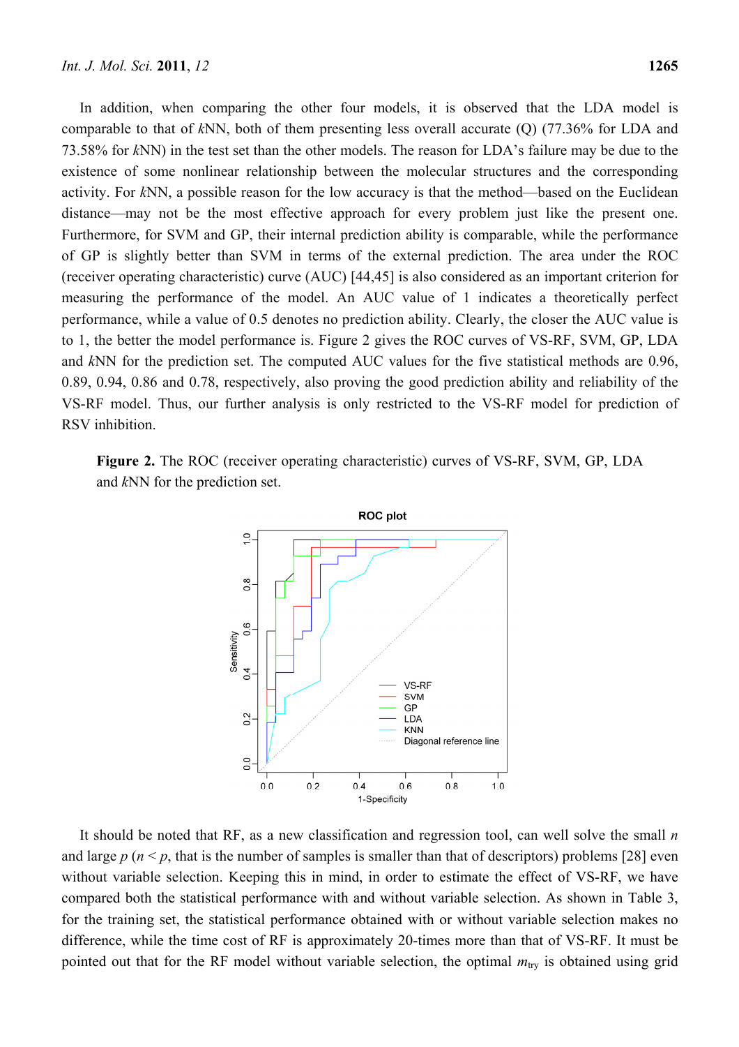In addition, when comparing the other four models, it is observed that the LDA model is comparable to that of *k*NN, both of them presenting less overall accurate (Q) (77.36% for LDA and 73.58% for *k*NN) in the test set than the other models. The reason for LDA's failure may be due to the existence of some nonlinear relationship between the molecular structures and the corresponding activity. For *k*NN, a possible reason for the low accuracy is that the method—based on the Euclidean distance—may not be the most effective approach for every problem just like the present one. Furthermore, for SVM and GP, their internal prediction ability is comparable, while the performance of GP is slightly better than SVM in terms of the external prediction. The area under the ROC (receiver operating characteristic) curve (AUC) [44,45] is also considered as an important criterion for measuring the performance of the model. An AUC value of 1 indicates a theoretically perfect performance, while a value of 0.5 denotes no prediction ability. Clearly, the closer the AUC value is to 1, the better the model performance is. Figure 2 gives the ROC curves of VS-RF, SVM, GP, LDA and *k*NN for the prediction set. The computed AUC values for the five statistical methods are 0.96, 0.89, 0.94, 0.86 and 0.78, respectively, also proving the good prediction ability and reliability of the VS-RF model. Thus, our further analysis is only restricted to the VS-RF model for prediction of RSV inhibition.

**Figure 2.** The ROC (receiver operating characteristic) curves of VS-RF, SVM, GP, LDA and *k*NN for the prediction set.

It should be noted that RF, as a new classification and regression tool, can well solve the small $n$ and large $p$ ($n < p$, that is the number of samples is smaller than that of descriptors) problems [28] even without variable selection. Keeping this in mind, in order to estimate the effect of VS-RF, we have compared both the statistical performance with and without variable selection. As shown in Table 3, for the training set, the statistical performance obtained with or without variable selection makes no difference, while the time cost of RF is approximately 20-times more than that of VS-RF. It must be pointed out that for the RF model without variable selection, the optimal $m_{try}$ is obtained using grid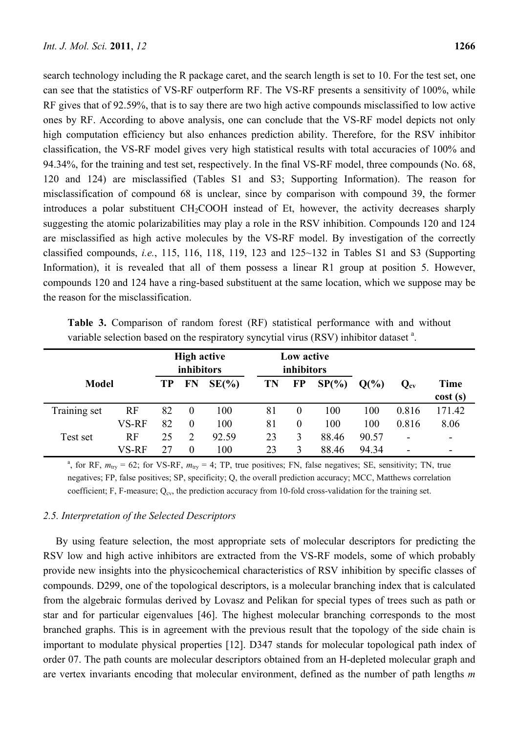search technology including the R package caret, and the search length is set to 10. For the test set, one can see that the statistics of VS-RF outperform RF. The VS-RF presents a sensitivity of 100%, while RF gives that of 92.59%, that is to say there are two high active compounds misclassified to low active ones by RF. According to above analysis, one can conclude that the VS-RF model depicts not only high computation efficiency but also enhances prediction ability. Therefore, for the RSV inhibitor classification, the VS-RF model gives very high statistical results with total accuracies of 100% and 94.34%, for the training and test set, respectively. In the final VS-RF model, three compounds (No. 68, 120 and 124) are misclassified (Tables S1 and S3; Supporting Information). The reason for misclassification of compound 68 is unclear, since by comparison with compound 39, the former introduces a polar substituent $CH_2COOH$ instead of Et, however, the activity decreases sharply suggesting the atomic polarizabilities may play a role in the RSV inhibition. Compounds 120 and 124 are misclassified as high active molecules by the VS-RF model. By investigation of the correctly classified compounds, *i.e.*, 115, 116, 118, 119, 123 and 125~132 in Tables S1 and S3 (Supporting Information), it is revealed that all of them possess a linear R1 group at position 5. However, compounds 120 and 124 have a ring-based substituent at the same location, which we suppose may be the reason for the misclassification.

**Table 3.** Comparison of random forest (RF) statistical performance with and without variable selection based on the respiratory syncytial virus (RSV) inhibitor dataset [a].

| Model | | High active inhibitors | | | Low active inhibitors | | | | | |
|---|---|---|---|---|---|---|---|---|---|---|
| | | TP | FN | SE(%) | TN | FP | SP(%) | Q(%) | $Q_{cv}$ | Time cost (s) |
| Training set | RF | 82 | 0 | 100 | 81 | 0 | 100 | 100 | 0.816 | 171.42 |
| | VS-RF | 82 | 0 | 100 | 81 | 0 | 100 | 100 | 0.816 | 8.06 |
| Test set | RF | 25 | 2 | 92.59 | 23 | 3 | 88.46 | 90.57 | - | - |
| | VS-RF | 27 | 0 | 100 | 23 | 3 | 88.46 | 94.34 | - | - |

[a], for RF, $m_{try} = 62$; for VS-RF, $m_{try} = 4$; TP, true positives; FN, false negatives; SE, sensitivity; TN, true negatives; FP, false positives; SP, specificity; Q, the overall prediction accuracy; MCC, Matthews correlation coefficient; F, F-measure; $Q_{cv}$, the prediction accuracy from 10-fold cross-validation for the training set.

### *2.5. Interpretation of the Selected Descriptors*

By using feature selection, the most appropriate sets of molecular descriptors for predicting the RSV low and high active inhibitors are extracted from the VS-RF models, some of which probably provide new insights into the physicochemical characteristics of RSV inhibition by specific classes of compounds. D299, one of the topological descriptors, is a molecular branching index that is calculated from the algebraic formulas derived by Lovasz and Pelikan for special types of trees such as path or star and for particular eigenvalues [46]. The highest molecular branching corresponds to the most branched graphs. This is in agreement with the previous result that the topology of the side chain is important to modulate physical properties [12]. D347 stands for molecular topological path index of order 07. The path counts are molecular descriptors obtained from an H-depleted molecular graph and are vertex invariants encoding that molecular environment, defined as the number of path lengths *m*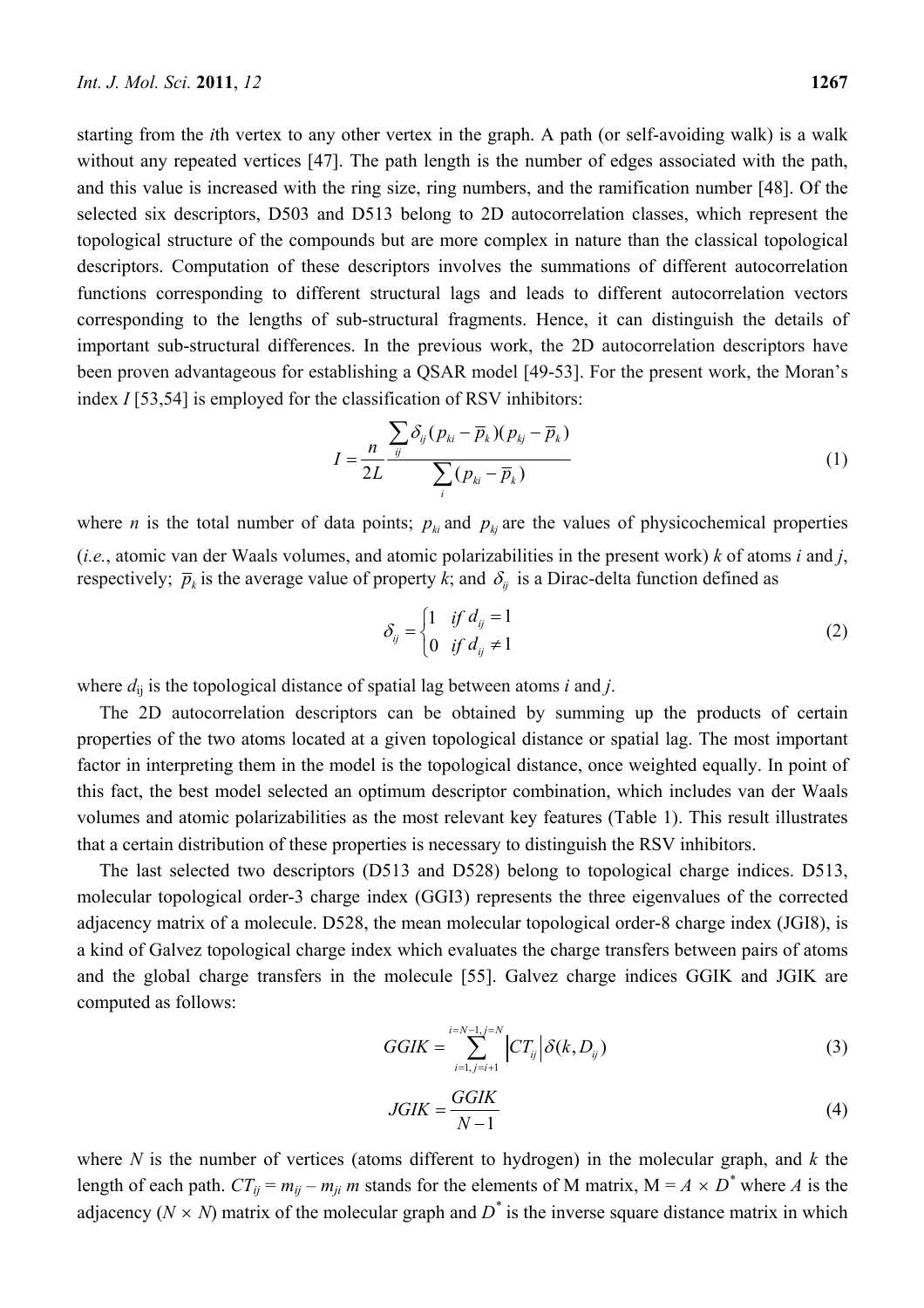starting from the *i*th vertex to any other vertex in the graph. A path (or self-avoiding walk) is a walk without any repeated vertices [47]. The path length is the number of edges associated with the path, and this value is increased with the ring size, ring numbers, and the ramification number [48]. Of the selected six descriptors, D503 and D513 belong to 2D autocorrelation classes, which represent the topological structure of the compounds but are more complex in nature than the classical topological descriptors. Computation of these descriptors involves the summations of different autocorrelation functions corresponding to different structural lags and leads to different autocorrelation vectors corresponding to the lengths of sub-structural fragments. Hence, it can distinguish the details of important sub-structural differences. In the previous work, the 2D autocorrelation descriptors have been proven advantageous for establishing a QSAR model [49-53]. For the present work, the Moran's index *I* [53,54] is employed for the classification of RSV inhibitors:

$$I = \frac{n}{2L} \frac{\sum_{ij} \delta_{ij} (p_{ki} - \overline{p}_k)(p_{kj} - \overline{p}_k)}{\sum_{i} (p_{ki} - \overline{p}_k)} \tag{1}$$

where $n$ is the total number of data points; $p_{ki}$ and $p_{kj}$ are the values of physicochemical properties (*i.e.*, atomic van der Waals volumes, and atomic polarizabilities in the present work) $k$ of atoms $i$ and $j$, respectively; $\overline{p}_k$ is the average value of property $k$; and $\delta_{ij}$ is a Dirac-delta function defined as

$$\delta_{ij} = \begin{cases} 1 & if\ d_{ij} = 1 \\ 0 & if\ d_{ij} \neq 1 \end{cases} \tag{2}$$

where $d_{ij}$ is the topological distance of spatial lag between atoms $i$ and $j$.

The 2D autocorrelation descriptors can be obtained by summing up the products of certain properties of the two atoms located at a given topological distance or spatial lag. The most important factor in interpreting them in the model is the topological distance, once weighted equally. In point of this fact, the best model selected an optimum descriptor combination, which includes van der Waals volumes and atomic polarizabilities as the most relevant key features (Table 1). This result illustrates that a certain distribution of these properties is necessary to distinguish the RSV inhibitors.

The last selected two descriptors (D513 and D528) belong to topological charge indices. D513, molecular topological order-3 charge index (GGI3) represents the three eigenvalues of the corrected adjacency matrix of a molecule. D528, the mean molecular topological order-8 charge index (JGI8), is a kind of Galvez topological charge index which evaluates the charge transfers between pairs of atoms and the global charge transfers in the molecule [55]. Galvez charge indices GGIK and JGIK are computed as follows:

$$GGIK = \sum_{i=1, j=i+1}^{i=N-1, j=N} \left| CT_{ij} \right| \delta(k, D_{ij}) \tag{3}$$

$$JGIK = \frac{GGIK}{N-1} \tag{4}$$

where $N$ is the number of vertices (atoms different to hydrogen) in the molecular graph, and $k$ the length of each path. $CT_{ij} = m_{ij} - m_{ji}$ $m$ stands for the elements of M matrix, $M = A \times D^*$ where $A$ is the adjacency ($N \times N$) matrix of the molecular graph and $D^*$ is the inverse square distance matrix in which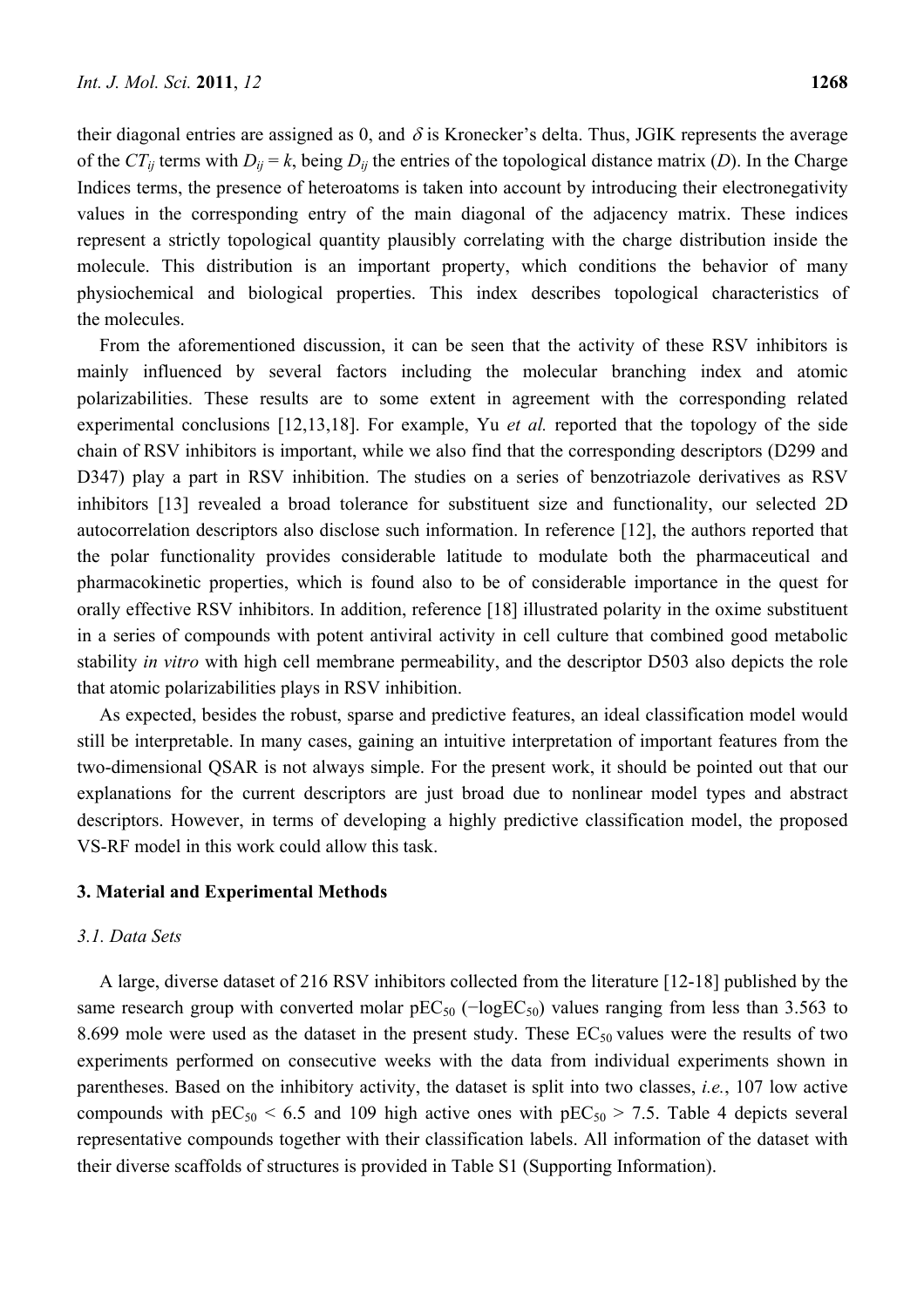their diagonal entries are assigned as 0, and $\delta$ is Kronecker's delta. Thus, JGIK represents the average of the $CT_{ij}$ terms with $D_{ij} = k$, being $D_{ij}$ the entries of the topological distance matrix ($D$). In the Charge Indices terms, the presence of heteroatoms is taken into account by introducing their electronegativity values in the corresponding entry of the main diagonal of the adjacency matrix. These indices represent a strictly topological quantity plausibly correlating with the charge distribution inside the molecule. This distribution is an important property, which conditions the behavior of many physiochemical and biological properties. This index describes topological characteristics of the molecules.

From the aforementioned discussion, it can be seen that the activity of these RSV inhibitors is mainly influenced by several factors including the molecular branching index and atomic polarizabilities. These results are to some extent in agreement with the corresponding related experimental conclusions [12,13,18]. For example, Yu *et al.* reported that the topology of the side chain of RSV inhibitors is important, while we also find that the corresponding descriptors (D299 and D347) play a part in RSV inhibition. The studies on a series of benzotriazole derivatives as RSV inhibitors [13] revealed a broad tolerance for substituent size and functionality, our selected 2D autocorrelation descriptors also disclose such information. In reference [12], the authors reported that the polar functionality provides considerable latitude to modulate both the pharmaceutical and pharmacokinetic properties, which is found also to be of considerable importance in the quest for orally effective RSV inhibitors. In addition, reference [18] illustrated polarity in the oxime substituent in a series of compounds with potent antiviral activity in cell culture that combined good metabolic stability *in vitro* with high cell membrane permeability, and the descriptor D503 also depicts the role that atomic polarizabilities plays in RSV inhibition.

As expected, besides the robust, sparse and predictive features, an ideal classification model would still be interpretable. In many cases, gaining an intuitive interpretation of important features from the two-dimensional QSAR is not always simple. For the present work, it should be pointed out that our explanations for the current descriptors are just broad due to nonlinear model types and abstract descriptors. However, in terms of developing a highly predictive classification model, the proposed VS-RF model in this work could allow this task.

## 3. Material and Experimental Methods

### 3.1. Data Sets

A large, diverse dataset of 216 RSV inhibitors collected from the literature [12-18] published by the same research group with converted molar $pEC_{50}$ ($-\log EC_{50}$) values ranging from less than 3.563 to 8.699 mole were used as the dataset in the present study. These $EC_{50}$ values were the results of two experiments performed on consecutive weeks with the data from individual experiments shown in parentheses. Based on the inhibitory activity, the dataset is split into two classes, *i.e.*, 107 low active compounds with $pEC_{50} < 6.5$ and 109 high active ones with $pEC_{50} > 7.5$. Table 4 depicts several representative compounds together with their classification labels. All information of the dataset with their diverse scaffolds of structures is provided in Table S1 (Supporting Information).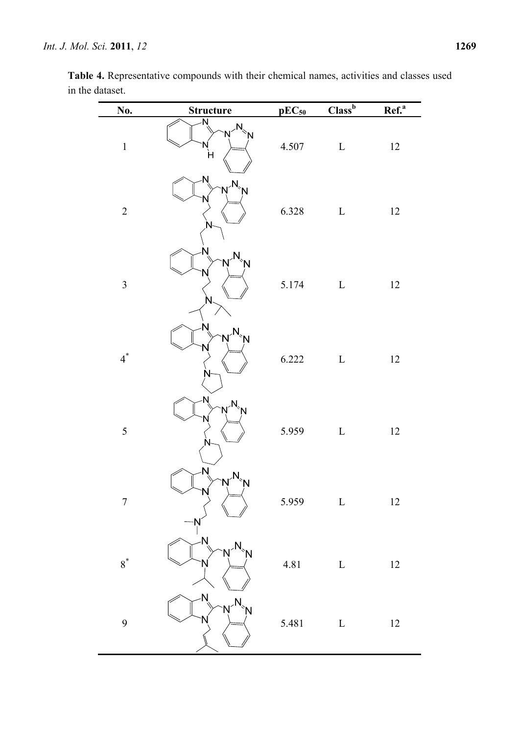**Table 4.** Representative compounds with their chemical names, activities and classes used in the dataset.

| No. | Structure | $pEC_{50}$ | Class[b] | Ref.[a] |
|---|---|---|---|---|
| 1 | | 4.507 | L | 12 |
| 2 | | 6.328 | L | 12 |
| 3 | | 5.174 | L | 12 |
| 4[*] | | 6.222 | L | 12 |
| 5 | | 5.959 | L | 12 |
| 7 | | 5.959 | L | 12 |
| 8[*] | | 4.81 | L | 12 |
| 9 | | 5.481 | L | 12 |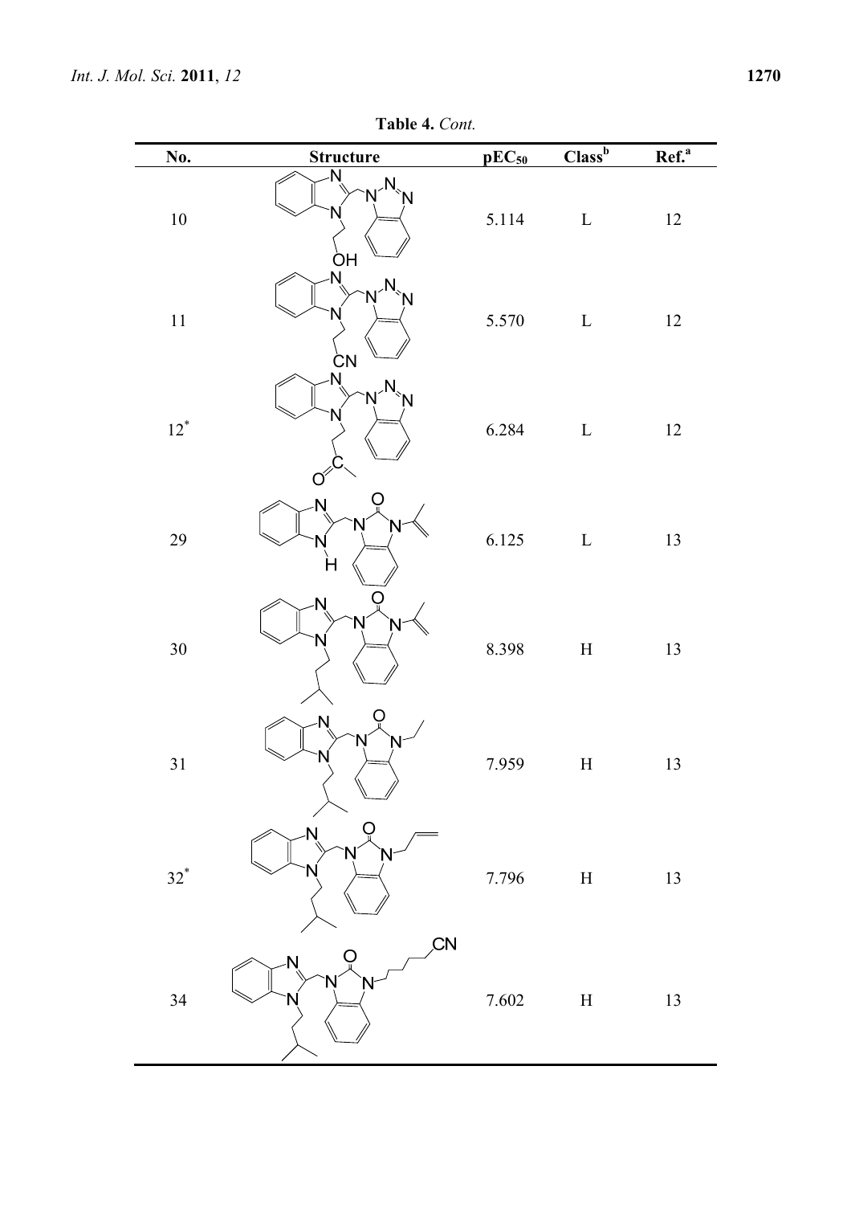**Table 4.** *Cont.*

| No. | Structure | $pEC_{50}$ | Class[b] | Ref.[a] |
|---|---|---|---|---|
| 10 | | 5.114 | L | 12 |
| 11 | | 5.570 | L | 12 |
| 12* | | 6.284 | L | 12 |
| 29 | | 6.125 | L | 13 |
| 30 | | 8.398 | H | 13 |
| 31 | | 7.959 | H | 13 |
| 32* | | 7.796 | H | 13 |
| 34 | | 7.602 | H | 13 |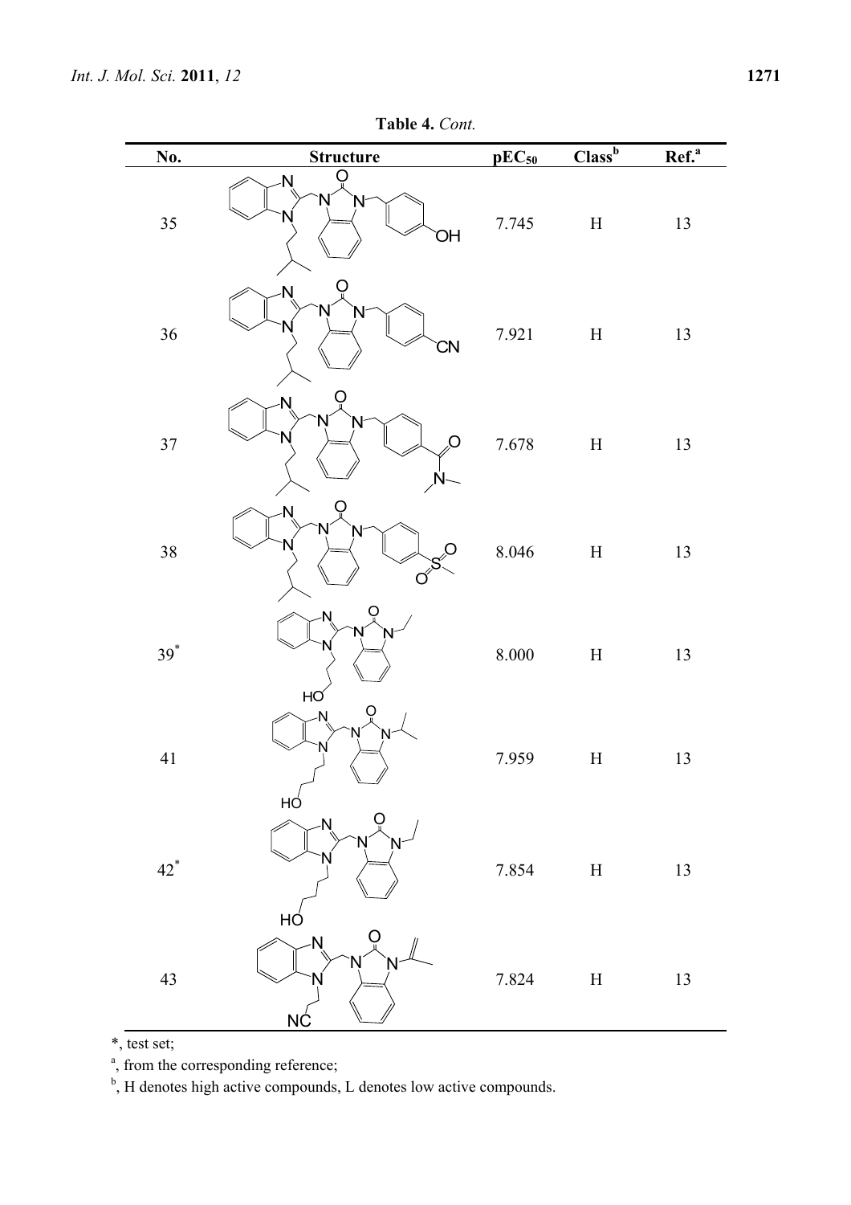**Table 4.** *Cont.*

| No. | Structure | $pEC_{50}$ | Class[b] | Ref.[a] |
|---|---|---|---|---|
| 35 | | 7.745 | H | 13 |
| 36 | | 7.921 | H | 13 |
| 37 | | 7.678 | H | 13 |
| 38 | | 8.046 | H | 13 |
| 39* | | 8.000 | H | 13 |
| 41 | | 7.959 | H | 13 |
| 42* | | 7.854 | H | 13 |
| 43 | | 7.824 | H | 13 |

*, test set;

[a], from the corresponding reference;

[b], H denotes high active compounds, L denotes low active compounds.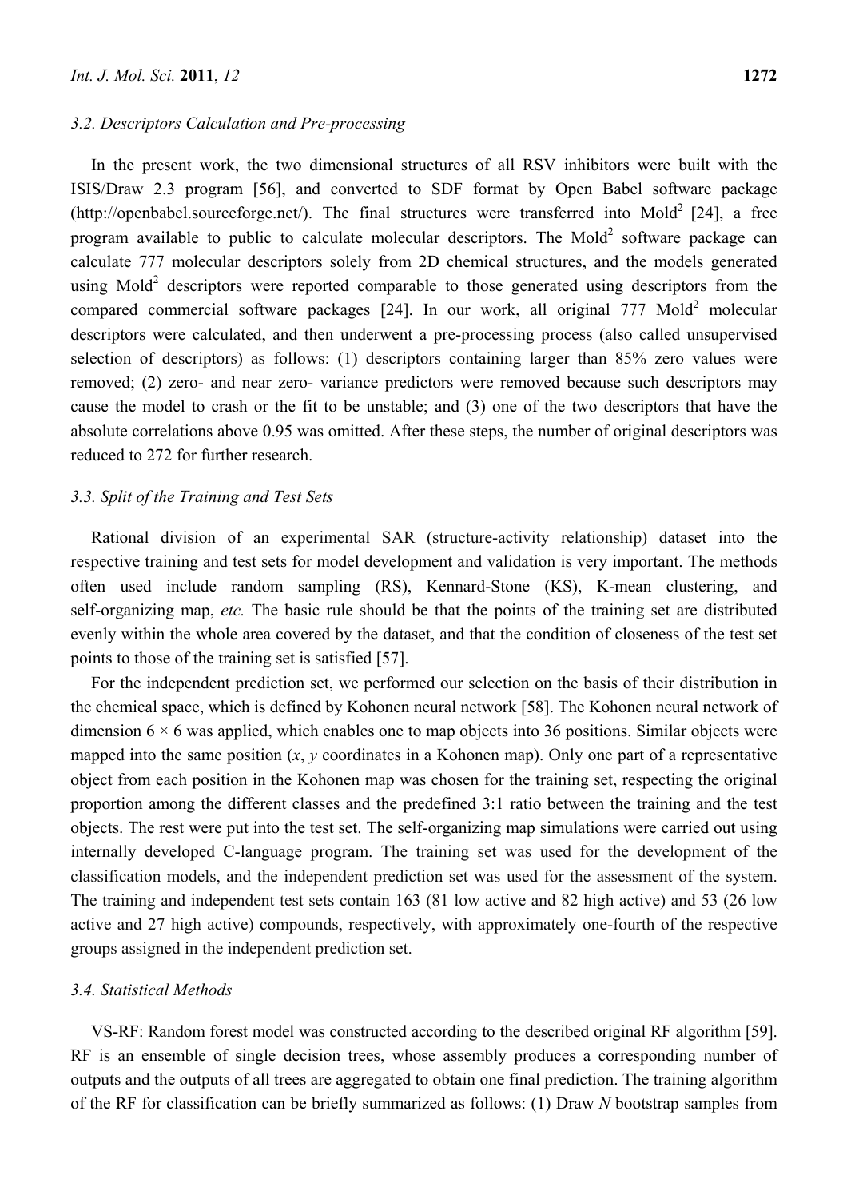### 3.2. Descriptors Calculation and Pre-processing

In the present work, the two dimensional structures of all RSV inhibitors were built with the ISIS/Draw 2.3 program [56], and converted to SDF format by Open Babel software package (http://openbabel.sourceforge.net/). The final structures were transferred into Mold$^2$ [24], a free program available to public to calculate molecular descriptors. The Mold$^2$ software package can calculate 777 molecular descriptors solely from 2D chemical structures, and the models generated using Mold$^2$ descriptors were reported comparable to those generated using descriptors from the compared commercial software packages [24]. In our work, all original 777 Mold$^2$ molecular descriptors were calculated, and then underwent a pre-processing process (also called unsupervised selection of descriptors) as follows: (1) descriptors containing larger than 85% zero values were removed; (2) zero- and near zero- variance predictors were removed because such descriptors may cause the model to crash or the fit to be unstable; and (3) one of the two descriptors that have the absolute correlations above 0.95 was omitted. After these steps, the number of original descriptors was reduced to 272 for further research.

### 3.3. Split of the Training and Test Sets

Rational division of an experimental SAR (structure-activity relationship) dataset into the respective training and test sets for model development and validation is very important. The methods often used include random sampling (RS), Kennard-Stone (KS), K-mean clustering, and self-organizing map, *etc.* The basic rule should be that the points of the training set are distributed evenly within the whole area covered by the dataset, and that the condition of closeness of the test set points to those of the training set is satisfied [57].

For the independent prediction set, we performed our selection on the basis of their distribution in the chemical space, which is defined by Kohonen neural network [58]. The Kohonen neural network of dimension $6 \times 6$ was applied, which enables one to map objects into 36 positions. Similar objects were mapped into the same position ($x$, $y$ coordinates in a Kohonen map). Only one part of a representative object from each position in the Kohonen map was chosen for the training set, respecting the original proportion among the different classes and the predefined 3:1 ratio between the training and the test objects. The rest were put into the test set. The self-organizing map simulations were carried out using internally developed C-language program. The training set was used for the development of the classification models, and the independent prediction set was used for the assessment of the system. The training and independent test sets contain 163 (81 low active and 82 high active) and 53 (26 low active and 27 high active) compounds, respectively, with approximately one-fourth of the respective groups assigned in the independent prediction set.

### 3.4. Statistical Methods

VS-RF: Random forest model was constructed according to the described original RF algorithm [59]. RF is an ensemble of single decision trees, whose assembly produces a corresponding number of outputs and the outputs of all trees are aggregated to obtain one final prediction. The training algorithm of the RF for classification can be briefly summarized as follows: (1) Draw $N$ bootstrap samples from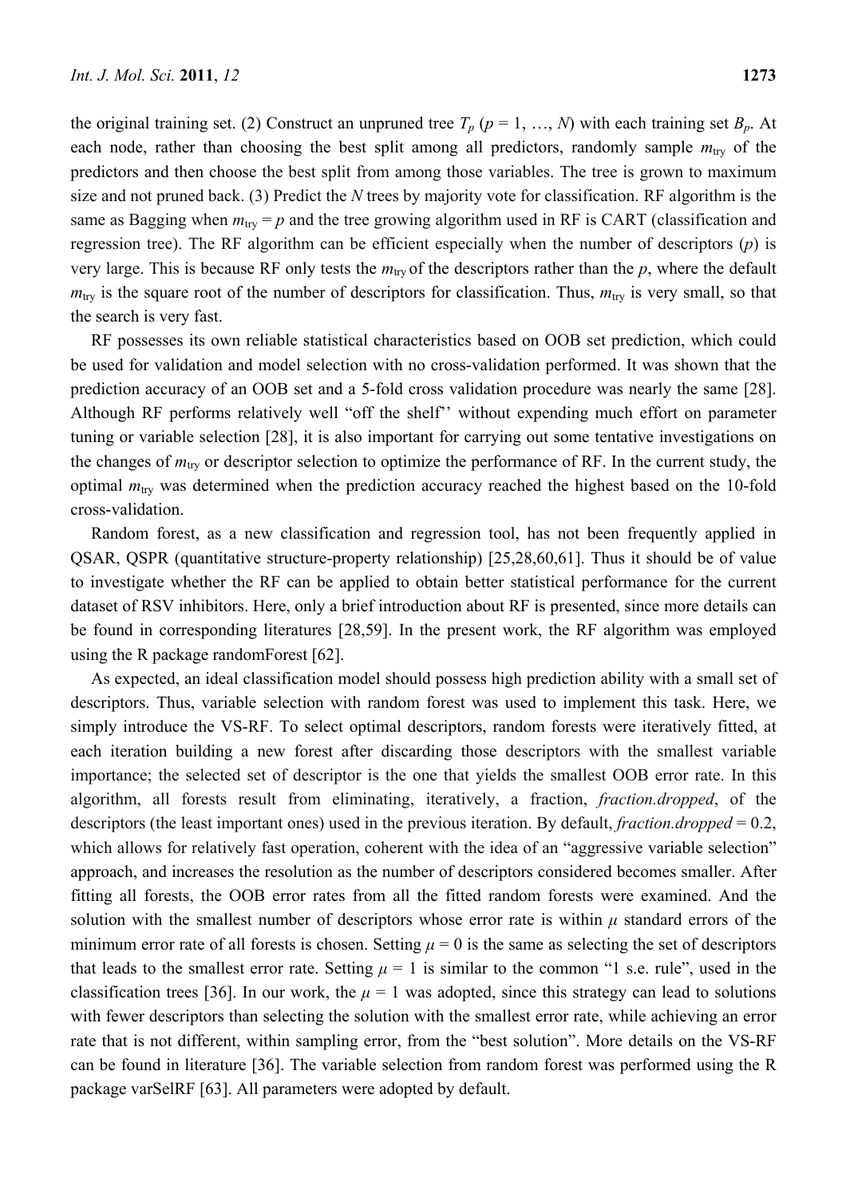the original training set. (2) Construct an unpruned tree $T_p$ ($p$ = 1, …, $N$) with each training set $B_p$. At each node, rather than choosing the best split among all predictors, randomly sample $m_{try}$ of the predictors and then choose the best split from among those variables. The tree is grown to maximum size and not pruned back. (3) Predict the $N$ trees by majority vote for classification. RF algorithm is the same as Bagging when $m_{try} = p$ and the tree growing algorithm used in RF is CART (classification and regression tree). The RF algorithm can be efficient especially when the number of descriptors ($p$) is very large. This is because RF only tests the $m_{try}$ of the descriptors rather than the $p$, where the default $m_{try}$ is the square root of the number of descriptors for classification. Thus, $m_{try}$ is very small, so that the search is very fast.

RF possesses its own reliable statistical characteristics based on OOB set prediction, which could be used for validation and model selection with no cross-validation performed. It was shown that the prediction accuracy of an OOB set and a 5-fold cross validation procedure was nearly the same [28]. Although RF performs relatively well "off the shelf'' without expending much effort on parameter tuning or variable selection [28], it is also important for carrying out some tentative investigations on the changes of $m_{try}$ or descriptor selection to optimize the performance of RF. In the current study, the optimal $m_{try}$ was determined when the prediction accuracy reached the highest based on the 10-fold cross-validation.

Random forest, as a new classification and regression tool, has not been frequently applied in QSAR, QSPR (quantitative structure-property relationship) [25,28,60,61]. Thus it should be of value to investigate whether the RF can be applied to obtain better statistical performance for the current dataset of RSV inhibitors. Here, only a brief introduction about RF is presented, since more details can be found in corresponding literatures [28,59]. In the present work, the RF algorithm was employed using the R package randomForest [62].

As expected, an ideal classification model should possess high prediction ability with a small set of descriptors. Thus, variable selection with random forest was used to implement this task. Here, we simply introduce the VS-RF. To select optimal descriptors, random forests were iteratively fitted, at each iteration building a new forest after discarding those descriptors with the smallest variable importance; the selected set of descriptor is the one that yields the smallest OOB error rate. In this algorithm, all forests result from eliminating, iteratively, a fraction, *fraction.dropped*, of the descriptors (the least important ones) used in the previous iteration. By default, *fraction.dropped* = 0.2, which allows for relatively fast operation, coherent with the idea of an "aggressive variable selection" approach, and increases the resolution as the number of descriptors considered becomes smaller. After fitting all forests, the OOB error rates from all the fitted random forests were examined. And the solution with the smallest number of descriptors whose error rate is within $\mu$ standard errors of the minimum error rate of all forests is chosen. Setting $\mu = 0$ is the same as selecting the set of descriptors that leads to the smallest error rate. Setting $\mu = 1$ is similar to the common "1 s.e. rule", used in the classification trees [36]. In our work, the $\mu = 1$ was adopted, since this strategy can lead to solutions with fewer descriptors than selecting the solution with the smallest error rate, while achieving an error rate that is not different, within sampling error, from the "best solution". More details on the VS-RF can be found in literature [36]. The variable selection from random forest was performed using the R package varSelRF [63]. All parameters were adopted by default.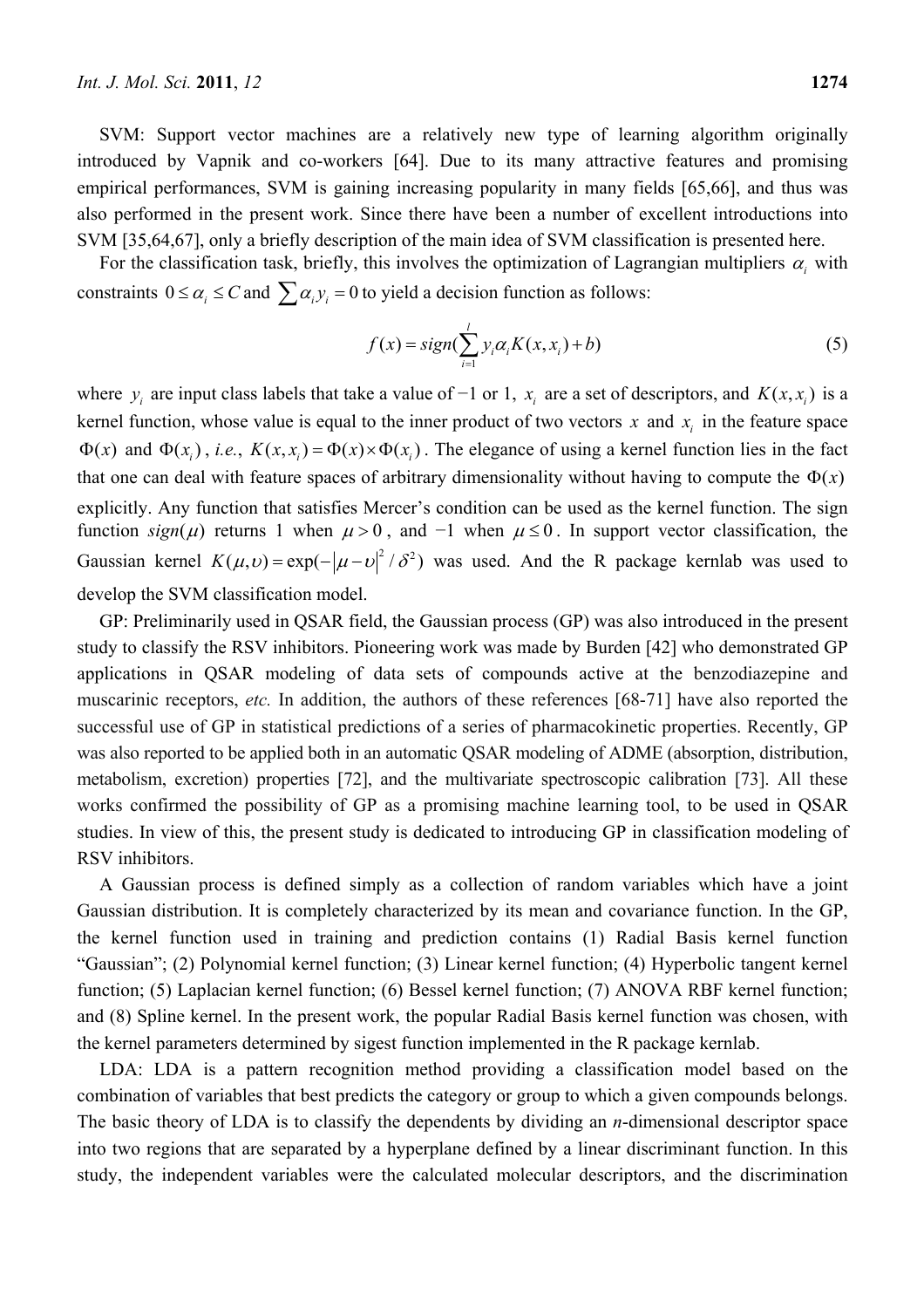SVM: Support vector machines are a relatively new type of learning algorithm originally introduced by Vapnik and co-workers [64]. Due to its many attractive features and promising empirical performances, SVM is gaining increasing popularity in many fields [65,66], and thus was also performed in the present work. Since there have been a number of excellent introductions into SVM [35,64,67], only a briefly description of the main idea of SVM classification is presented here.

For the classification task, briefly, this involves the optimization of Lagrangian multipliers $\alpha_i$ with constraints $0 \le \alpha_i \le C$ and $\sum \alpha_i y_i = 0$ to yield a decision function as follows:

$$f(x) = sign(\sum_{i=1}^{l} y_i \alpha_i K(x, x_i) + b) \tag{5}$$

where $y_i$ are input class labels that take a value of −1 or 1, $x_i$ are a set of descriptors, and $K(x, x_i)$ is a kernel function, whose value is equal to the inner product of two vectors $x$ and $x_i$ in the feature space $\Phi(x)$ and $\Phi(x_i)$, *i.e.*, $K(x, x_i) = \Phi(x) \times \Phi(x_i)$. The elegance of using a kernel function lies in the fact that one can deal with feature spaces of arbitrary dimensionality without having to compute the $\Phi(x)$ explicitly. Any function that satisfies Mercer's condition can be used as the kernel function. The sign function $sign(\mu)$ returns 1 when $\mu > 0$, and −1 when $\mu \le 0$. In support vector classification, the Gaussian kernel $K(\mu, \upsilon) = \exp(-|\mu - \upsilon|^2 / \delta^2)$ was used. And the R package kernlab was used to develop the SVM classification model.

GP: Preliminarily used in QSAR field, the Gaussian process (GP) was also introduced in the present study to classify the RSV inhibitors. Pioneering work was made by Burden [42] who demonstrated GP applications in QSAR modeling of data sets of compounds active at the benzodiazepine and muscarinic receptors, *etc.* In addition, the authors of these references [68-71] have also reported the successful use of GP in statistical predictions of a series of pharmacokinetic properties. Recently, GP was also reported to be applied both in an automatic QSAR modeling of ADME (absorption, distribution, metabolism, excretion) properties [72], and the multivariate spectroscopic calibration [73]. All these works confirmed the possibility of GP as a promising machine learning tool, to be used in QSAR studies. In view of this, the present study is dedicated to introducing GP in classification modeling of RSV inhibitors.

A Gaussian process is defined simply as a collection of random variables which have a joint Gaussian distribution. It is completely characterized by its mean and covariance function. In the GP, the kernel function used in training and prediction contains (1) Radial Basis kernel function "Gaussian"; (2) Polynomial kernel function; (3) Linear kernel function; (4) Hyperbolic tangent kernel function; (5) Laplacian kernel function; (6) Bessel kernel function; (7) ANOVA RBF kernel function; and (8) Spline kernel. In the present work, the popular Radial Basis kernel function was chosen, with the kernel parameters determined by sigest function implemented in the R package kernlab.

LDA: LDA is a pattern recognition method providing a classification model based on the combination of variables that best predicts the category or group to which a given compounds belongs. The basic theory of LDA is to classify the dependents by dividing an *n*-dimensional descriptor space into two regions that are separated by a hyperplane defined by a linear discriminant function. In this study, the independent variables were the calculated molecular descriptors, and the discrimination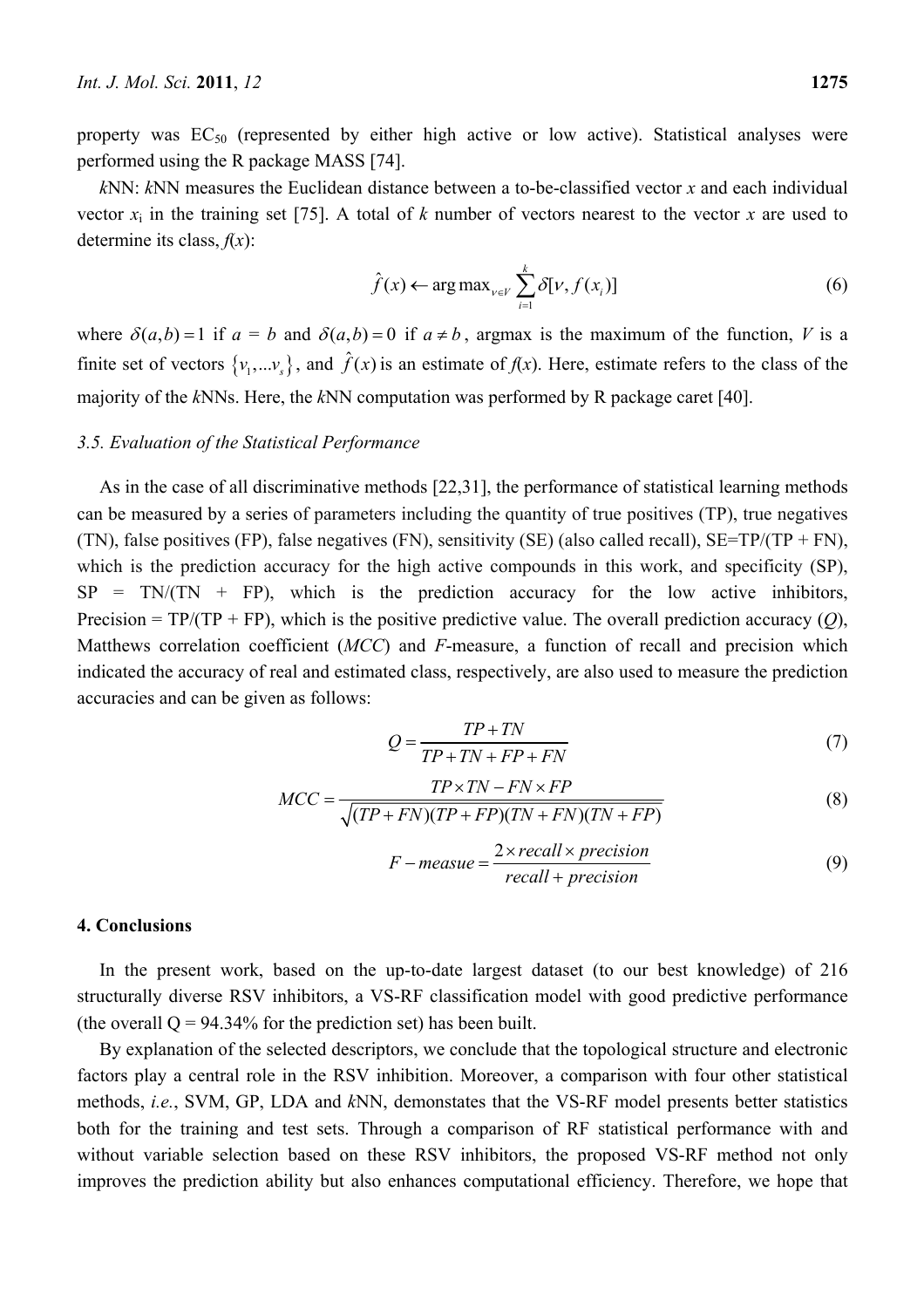property was $EC_{50}$ (represented by either high active or low active). Statistical analyses were performed using the R package MASS [74].

*k*NN: *k*NN measures the Euclidean distance between a to-be-classified vector $x$ and each individual vector $x_i$ in the training set [75]. A total of $k$ number of vectors nearest to the vector $x$ are used to determine its class, $f(x)$:

$$\hat{f}(x) \leftarrow \arg\max_{v \in V} \sum_{i=1}^{k} \delta[v, f(x_i)] \tag{6}$$

where $\delta(a,b) = 1$ if $a = b$ and $\delta(a,b) = 0$ if $a \neq b$, argmax is the maximum of the function, $V$ is a finite set of vectors $\{v_1, ... v_s\}$, and $\hat{f}(x)$ is an estimate of $f(x)$. Here, estimate refers to the class of the majority of the *k*NNs. Here, the *k*NN computation was performed by R package caret [40].

### 3.5. Evaluation of the Statistical Performance

As in the case of all discriminative methods [22,31], the performance of statistical learning methods can be measured by a series of parameters including the quantity of true positives (TP), true negatives (TN), false positives (FP), false negatives (FN), sensitivity (SE) (also called recall), SE=TP/(TP + FN), which is the prediction accuracy for the high active compounds in this work, and specificity (SP), SP = TN/(TN + FP), which is the prediction accuracy for the low active inhibitors, Precision = TP/(TP + FP), which is the positive predictive value. The overall prediction accuracy ($Q$), Matthews correlation coefficient ($MCC$) and $F$-measure, a function of recall and precision which indicated the accuracy of real and estimated class, respectively, are also used to measure the prediction accuracies and can be given as follows:

$$Q = \frac{TP + TN}{TP + TN + FP + FN} \tag{7}$$

$$MCC = \frac{TP \times TN - FN \times FP}{\sqrt{(TP + FN)(TP + FP)(TN + FN)(TN + FP)}} \tag{8}$$

$$F - measue = \frac{2 \times recall \times precision}{recall + precision} \tag{9}$$

## 4. Conclusions

In the present work, based on the up-to-date largest dataset (to our best knowledge) of 216 structurally diverse RSV inhibitors, a VS-RF classification model with good predictive performance (the overall Q = 94.34% for the prediction set) has been built.

By explanation of the selected descriptors, we conclude that the topological structure and electronic factors play a central role in the RSV inhibition. Moreover, a comparison with four other statistical methods, *i.e.*, SVM, GP, LDA and *k*NN, demonstates that the VS-RF model presents better statistics both for the training and test sets. Through a comparison of RF statistical performance with and without variable selection based on these RSV inhibitors, the proposed VS-RF method not only improves the prediction ability but also enhances computational efficiency. Therefore, we hope that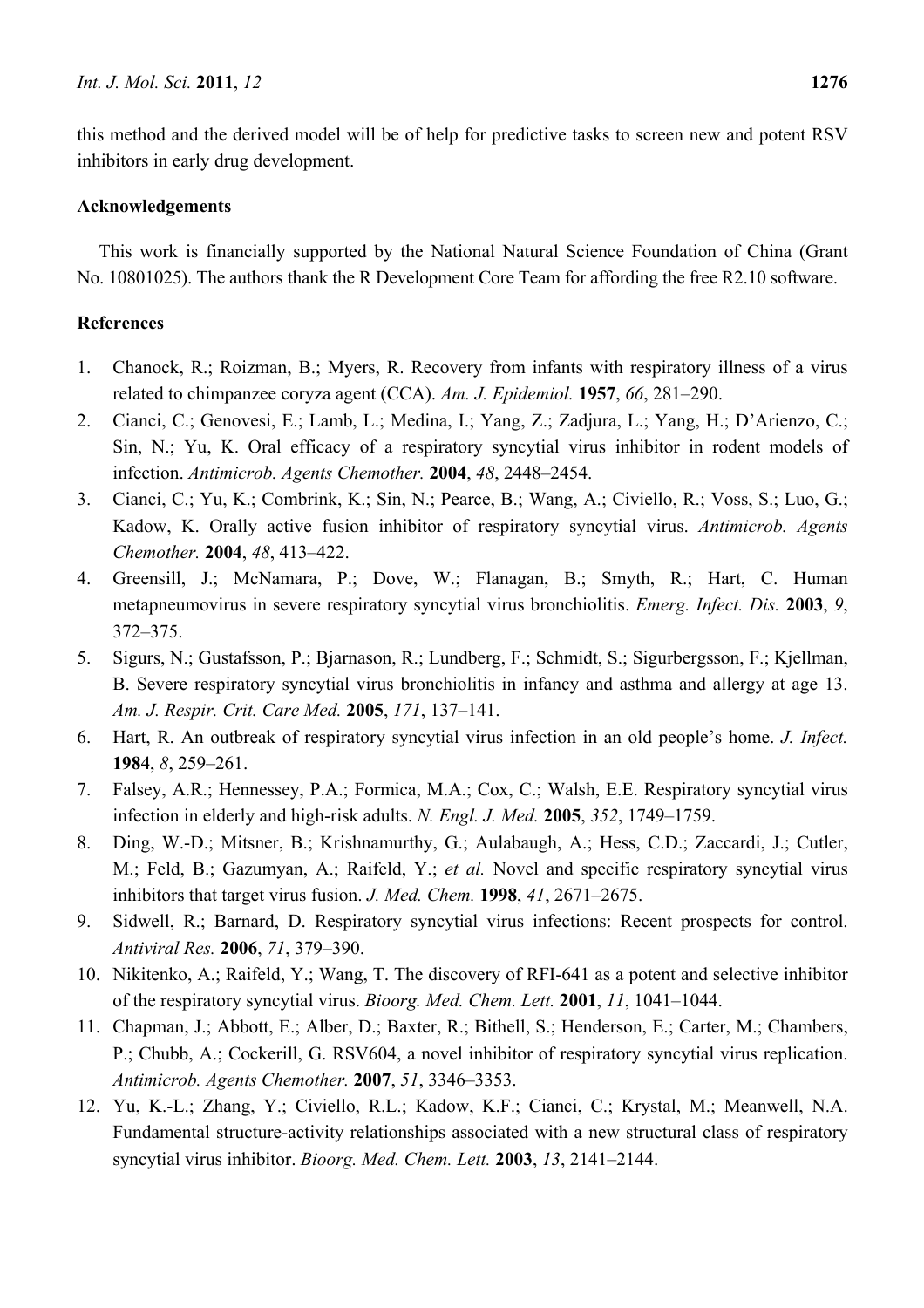this method and the derived model will be of help for predictive tasks to screen new and potent RSV inhibitors in early drug development.

## Acknowledgements

This work is financially supported by the National Natural Science Foundation of China (Grant No. 10801025). The authors thank the R Development Core Team for affording the free R2.10 software.

## References

1. Chanock, R.; Roizman, B.; Myers, R. Recovery from infants with respiratory illness of a virus related to chimpanzee coryza agent (CCA). *Am. J. Epidemiol.* **1957**, *66*, 281–290.
2. Cianci, C.; Genovesi, E.; Lamb, L.; Medina, I.; Yang, Z.; Zadjura, L.; Yang, H.; D'Arienzo, C.; Sin, N.; Yu, K. Oral efficacy of a respiratory syncytial virus inhibitor in rodent models of infection. *Antimicrob. Agents Chemother.* **2004**, *48*, 2448–2454.
3. Cianci, C.; Yu, K.; Combrink, K.; Sin, N.; Pearce, B.; Wang, A.; Civiello, R.; Voss, S.; Luo, G.; Kadow, K. Orally active fusion inhibitor of respiratory syncytial virus. *Antimicrob. Agents Chemother.* **2004**, *48*, 413–422.
4. Greensill, J.; McNamara, P.; Dove, W.; Flanagan, B.; Smyth, R.; Hart, C. Human metapneumovirus in severe respiratory syncytial virus bronchiolitis. *Emerg. Infect. Dis.* **2003**, *9*, 372–375.
5. Sigurs, N.; Gustafsson, P.; Bjarnason, R.; Lundberg, F.; Schmidt, S.; Sigurbergsson, F.; Kjellman, B. Severe respiratory syncytial virus bronchiolitis in infancy and asthma and allergy at age 13. *Am. J. Respir. Crit. Care Med.* **2005**, *171*, 137–141.
6. Hart, R. An outbreak of respiratory syncytial virus infection in an old people's home. *J. Infect.* **1984**, *8*, 259–261.
7. Falsey, A.R.; Hennessey, P.A.; Formica, M.A.; Cox, C.; Walsh, E.E. Respiratory syncytial virus infection in elderly and high-risk adults. *N. Engl. J. Med.* **2005**, *352*, 1749–1759.
8. Ding, W.-D.; Mitsner, B.; Krishnamurthy, G.; Aulabaugh, A.; Hess, C.D.; Zaccardi, J.; Cutler, M.; Feld, B.; Gazumyan, A.; Raifeld, Y.; *et al.* Novel and specific respiratory syncytial virus inhibitors that target virus fusion. *J. Med. Chem.* **1998**, *41*, 2671–2675.
9. Sidwell, R.; Barnard, D. Respiratory syncytial virus infections: Recent prospects for control. *Antiviral Res.* **2006**, *71*, 379–390.
10. Nikitenko, A.; Raifeld, Y.; Wang, T. The discovery of RFI-641 as a potent and selective inhibitor of the respiratory syncytial virus. *Bioorg. Med. Chem. Lett.* **2001**, *11*, 1041–1044.
11. Chapman, J.; Abbott, E.; Alber, D.; Baxter, R.; Bithell, S.; Henderson, E.; Carter, M.; Chambers, P.; Chubb, A.; Cockerill, G. RSV604, a novel inhibitor of respiratory syncytial virus replication. *Antimicrob. Agents Chemother.* **2007**, *51*, 3346–3353.
12. Yu, K.-L.; Zhang, Y.; Civiello, R.L.; Kadow, K.F.; Cianci, C.; Krystal, M.; Meanwell, N.A. Fundamental structure-activity relationships associated with a new structural class of respiratory syncytial virus inhibitor. *Bioorg. Med. Chem. Lett.* **2003**, *13*, 2141–2144.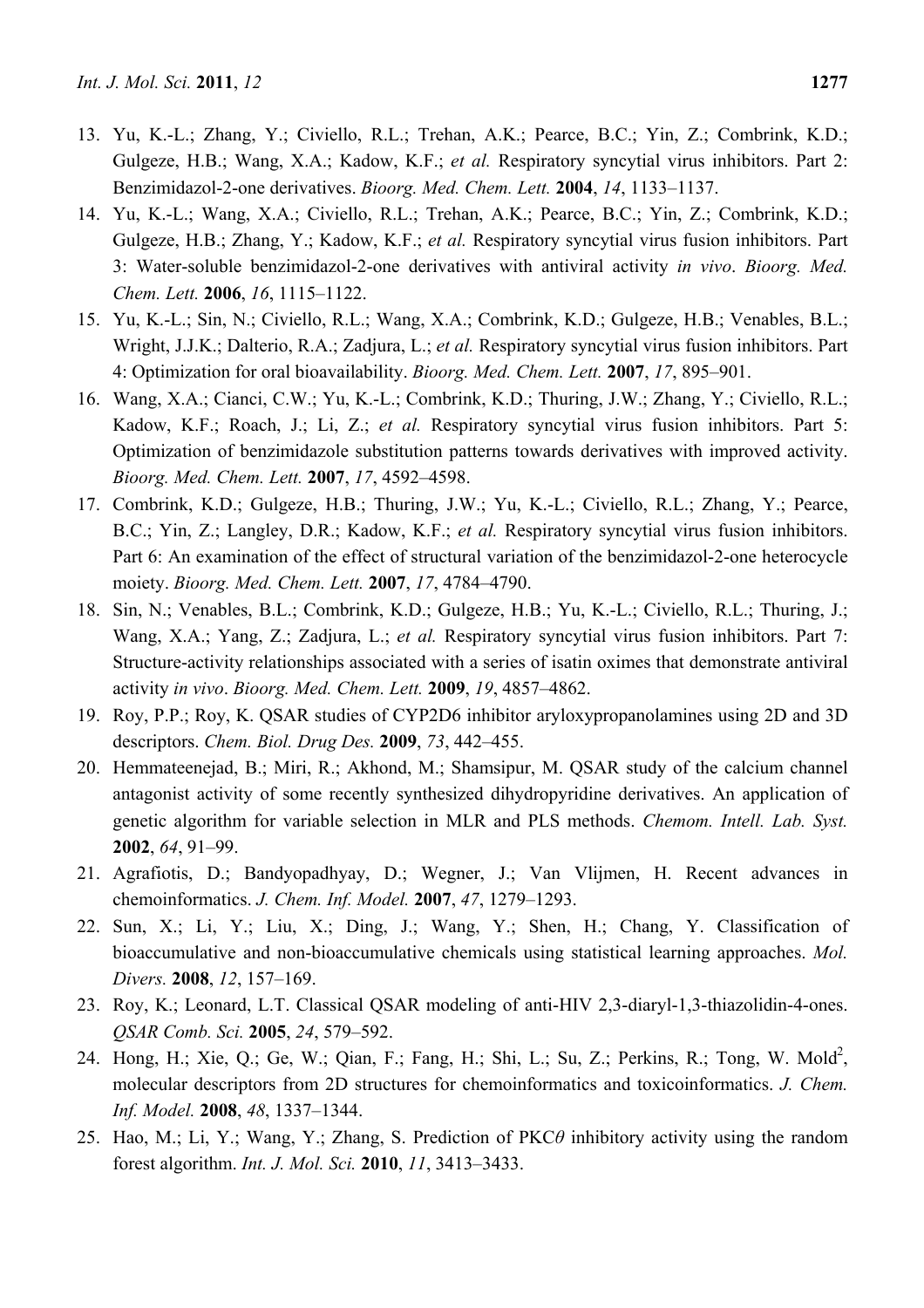13. Yu, K.-L.; Zhang, Y.; Civiello, R.L.; Trehan, A.K.; Pearce, B.C.; Yin, Z.; Combrink, K.D.; Gulgeze, H.B.; Wang, X.A.; Kadow, K.F.; *et al.* Respiratory syncytial virus inhibitors. Part 2: Benzimidazol-2-one derivatives. *Bioorg. Med. Chem. Lett.* **2004**, *14*, 1133–1137.
14. Yu, K.-L.; Wang, X.A.; Civiello, R.L.; Trehan, A.K.; Pearce, B.C.; Yin, Z.; Combrink, K.D.; Gulgeze, H.B.; Zhang, Y.; Kadow, K.F.; *et al.* Respiratory syncytial virus fusion inhibitors. Part 3: Water-soluble benzimidazol-2-one derivatives with antiviral activity *in vivo*. *Bioorg. Med. Chem. Lett.* **2006**, *16*, 1115–1122.
15. Yu, K.-L.; Sin, N.; Civiello, R.L.; Wang, X.A.; Combrink, K.D.; Gulgeze, H.B.; Venables, B.L.; Wright, J.J.K.; Dalterio, R.A.; Zadjura, L.; *et al.* Respiratory syncytial virus fusion inhibitors. Part 4: Optimization for oral bioavailability. *Bioorg. Med. Chem. Lett.* **2007**, *17*, 895–901.
16. Wang, X.A.; Cianci, C.W.; Yu, K.-L.; Combrink, K.D.; Thuring, J.W.; Zhang, Y.; Civiello, R.L.; Kadow, K.F.; Roach, J.; Li, Z.; *et al.* Respiratory syncytial virus fusion inhibitors. Part 5: Optimization of benzimidazole substitution patterns towards derivatives with improved activity. *Bioorg. Med. Chem. Lett.* **2007**, *17*, 4592–4598.
17. Combrink, K.D.; Gulgeze, H.B.; Thuring, J.W.; Yu, K.-L.; Civiello, R.L.; Zhang, Y.; Pearce, B.C.; Yin, Z.; Langley, D.R.; Kadow, K.F.; *et al.* Respiratory syncytial virus fusion inhibitors. Part 6: An examination of the effect of structural variation of the benzimidazol-2-one heterocycle moiety. *Bioorg. Med. Chem. Lett.* **2007**, *17*, 4784–4790.
18. Sin, N.; Venables, B.L.; Combrink, K.D.; Gulgeze, H.B.; Yu, K.-L.; Civiello, R.L.; Thuring, J.; Wang, X.A.; Yang, Z.; Zadjura, L.; *et al.* Respiratory syncytial virus fusion inhibitors. Part 7: Structure-activity relationships associated with a series of isatin oximes that demonstrate antiviral activity *in vivo*. *Bioorg. Med. Chem. Lett.* **2009**, *19*, 4857–4862.
19. Roy, P.P.; Roy, K. QSAR studies of CYP2D6 inhibitor aryloxypropanolamines using 2D and 3D descriptors. *Chem. Biol. Drug Des.* **2009**, *73*, 442–455.
20. Hemmateenejad, B.; Miri, R.; Akhond, M.; Shamsipur, M. QSAR study of the calcium channel antagonist activity of some recently synthesized dihydropyridine derivatives. An application of genetic algorithm for variable selection in MLR and PLS methods. *Chemom. Intell. Lab. Syst.* **2002**, *64*, 91–99.
21. Agrafiotis, D.; Bandyopadhyay, D.; Wegner, J.; Van Vlijmen, H. Recent advances in chemoinformatics. *J. Chem. Inf. Model.* **2007**, *47*, 1279–1293.
22. Sun, X.; Li, Y.; Liu, X.; Ding, J.; Wang, Y.; Shen, H.; Chang, Y. Classification of bioaccumulative and non-bioaccumulative chemicals using statistical learning approaches. *Mol. Divers.* **2008**, *12*, 157–169.
23. Roy, K.; Leonard, L.T. Classical QSAR modeling of anti-HIV 2,3-diaryl-1,3-thiazolidin-4-ones. *QSAR Comb. Sci.* **2005**, *24*, 579–592.
24. Hong, H.; Xie, Q.; Ge, W.; Qian, F.; Fang, H.; Shi, L.; Su, Z.; Perkins, R.; Tong, W. Mold$^2$, molecular descriptors from 2D structures for chemoinformatics and toxicoinformatics. *J. Chem. Inf. Model.* **2008**, *48*, 1337–1344.
25. Hao, M.; Li, Y.; Wang, Y.; Zhang, S. Prediction of PKC$\theta$ inhibitory activity using the random forest algorithm. *Int. J. Mol. Sci.* **2010**, *11*, 3413–3433.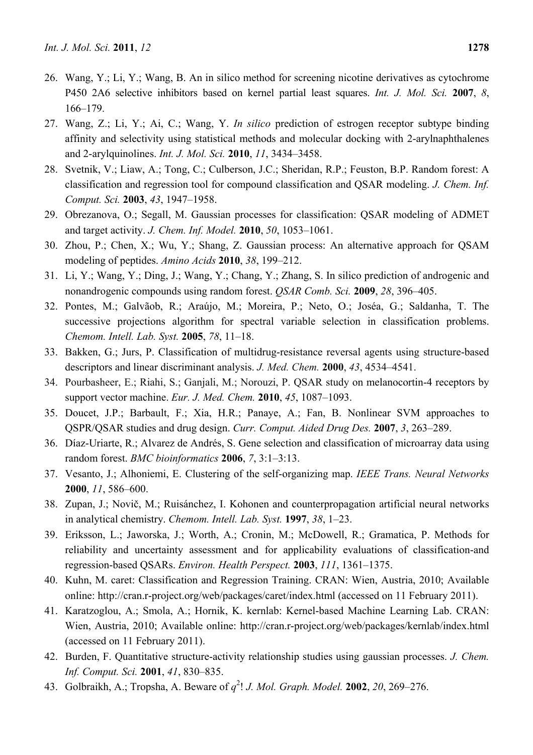26. Wang, Y.; Li, Y.; Wang, B. An in silico method for screening nicotine derivatives as cytochrome P450 2A6 selective inhibitors based on kernel partial least squares. *Int. J. Mol. Sci.* **2007**, *8*, 166–179.
27. Wang, Z.; Li, Y.; Ai, C.; Wang, Y. *In silico* prediction of estrogen receptor subtype binding affinity and selectivity using statistical methods and molecular docking with 2-arylnaphthalenes and 2-arylquinolines. *Int. J. Mol. Sci.* **2010**, *11*, 3434–3458.
28. Svetnik, V.; Liaw, A.; Tong, C.; Culberson, J.C.; Sheridan, R.P.; Feuston, B.P. Random forest: A classification and regression tool for compound classification and QSAR modeling. *J. Chem. Inf. Comput. Sci.* **2003**, *43*, 1947–1958.
29. Obrezanova, O.; Segall, M. Gaussian processes for classification: QSAR modeling of ADMET and target activity. *J. Chem. Inf. Model.* **2010**, *50*, 1053–1061.
30. Zhou, P.; Chen, X.; Wu, Y.; Shang, Z. Gaussian process: An alternative approach for QSAM modeling of peptides. *Amino Acids* **2010**, *38*, 199–212.
31. Li, Y.; Wang, Y.; Ding, J.; Wang, Y.; Chang, Y.; Zhang, S. In silico prediction of androgenic and nonandrogenic compounds using random forest. *QSAR Comb. Sci.* **2009**, *28*, 396–405.
32. Pontes, M.; Galvãob, R.; Araújo, M.; Moreira, P.; Neto, O.; Joséa, G.; Saldanha, T. The successive projections algorithm for spectral variable selection in classification problems. *Chemom. Intell. Lab. Syst.* **2005**, *78*, 11–18.
33. Bakken, G.; Jurs, P. Classification of multidrug-resistance reversal agents using structure-based descriptors and linear discriminant analysis. *J. Med. Chem.* **2000**, *43*, 4534–4541.
34. Pourbasheer, E.; Riahi, S.; Ganjali, M.; Norouzi, P. QSAR study on melanocortin-4 receptors by support vector machine. *Eur. J. Med. Chem.* **2010**, *45*, 1087–1093.
35. Doucet, J.P.; Barbault, F.; Xia, H.R.; Panaye, A.; Fan, B. Nonlinear SVM approaches to QSPR/QSAR studies and drug design. *Curr. Comput. Aided Drug Des.* **2007**, *3*, 263–289.
36. Díaz-Uriarte, R.; Alvarez de Andrés, S. Gene selection and classification of microarray data using random forest. *BMC bioinformatics* **2006**, *7*, 3:1–3:13.
37. Vesanto, J.; Alhoniemi, E. Clustering of the self-organizing map. *IEEE Trans. Neural Networks* **2000**, *11*, 586–600.
38. Zupan, J.; Novič, M.; Ruisánchez, I. Kohonen and counterpropagation artificial neural networks in analytical chemistry. *Chemom. Intell. Lab. Syst.* **1997**, *38*, 1–23.
39. Eriksson, L.; Jaworska, J.; Worth, A.; Cronin, M.; McDowell, R.; Gramatica, P. Methods for reliability and uncertainty assessment and for applicability evaluations of classification-and regression-based QSARs. *Environ. Health Perspect.* **2003**, *111*, 1361–1375.
40. Kuhn, M. caret: Classification and Regression Training. CRAN: Wien, Austria, 2010; Available online: http://cran.r-project.org/web/packages/caret/index.html (accessed on 11 February 2011).
41. Karatzoglou, A.; Smola, A.; Hornik, K. kernlab: Kernel-based Machine Learning Lab. CRAN: Wien, Austria, 2010; Available online: http://cran.r-project.org/web/packages/kernlab/index.html (accessed on 11 February 2011).
42. Burden, F. Quantitative structure-activity relationship studies using gaussian processes. *J. Chem. Inf. Comput. Sci.* **2001**, *41*, 830–835.
43. Golbraikh, A.; Tropsha, A. Beware of $q^2$! *J. Mol. Graph. Model.* **2002**, *20*, 269–276.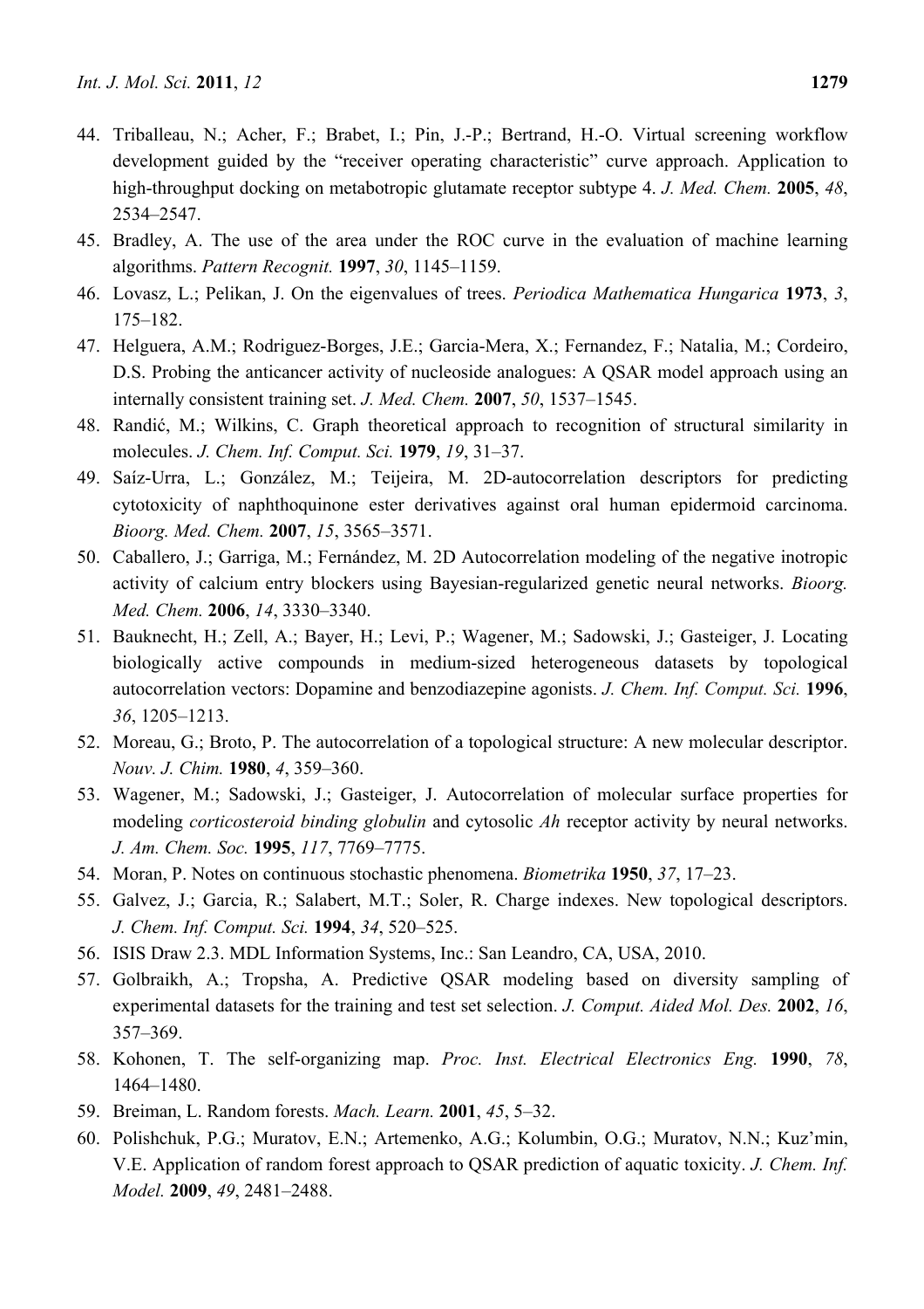44. Triballeau, N.; Acher, F.; Brabet, I.; Pin, J.-P.; Bertrand, H.-O. Virtual screening workflow development guided by the "receiver operating characteristic" curve approach. Application to high-throughput docking on metabotropic glutamate receptor subtype 4. *J. Med. Chem.* **2005**, *48*, 2534–2547.
45. Bradley, A. The use of the area under the ROC curve in the evaluation of machine learning algorithms. *Pattern Recognit.* **1997**, *30*, 1145–1159.
46. Lovasz, L.; Pelikan, J. On the eigenvalues of trees. *Periodica Mathematica Hungarica* **1973**, *3*, 175–182.
47. Helguera, A.M.; Rodriguez-Borges, J.E.; Garcia-Mera, X.; Fernandez, F.; Natalia, M.; Cordeiro, D.S. Probing the anticancer activity of nucleoside analogues: A QSAR model approach using an internally consistent training set. *J. Med. Chem.* **2007**, *50*, 1537–1545.
48. Randić, M.; Wilkins, C. Graph theoretical approach to recognition of structural similarity in molecules. *J. Chem. Inf. Comput. Sci.* **1979**, *19*, 31–37.
49. Saíz-Urra, L.; González, M.; Teijeira, M. 2D-autocorrelation descriptors for predicting cytotoxicity of naphthoquinone ester derivatives against oral human epidermoid carcinoma. *Bioorg. Med. Chem.* **2007**, *15*, 3565–3571.
50. Caballero, J.; Garriga, M.; Fernández, M. 2D Autocorrelation modeling of the negative inotropic activity of calcium entry blockers using Bayesian-regularized genetic neural networks. *Bioorg. Med. Chem.* **2006**, *14*, 3330–3340.
51. Bauknecht, H.; Zell, A.; Bayer, H.; Levi, P.; Wagener, M.; Sadowski, J.; Gasteiger, J. Locating biologically active compounds in medium-sized heterogeneous datasets by topological autocorrelation vectors: Dopamine and benzodiazepine agonists. *J. Chem. Inf. Comput. Sci.* **1996**, *36*, 1205–1213.
52. Moreau, G.; Broto, P. The autocorrelation of a topological structure: A new molecular descriptor. *Nouv. J. Chim.* **1980**, *4*, 359–360.
53. Wagener, M.; Sadowski, J.; Gasteiger, J. Autocorrelation of molecular surface properties for modeling *corticosteroid binding globulin* and cytosolic *Ah* receptor activity by neural networks. *J. Am. Chem. Soc.* **1995**, *117*, 7769–7775.
54. Moran, P. Notes on continuous stochastic phenomena. *Biometrika* **1950**, *37*, 17–23.
55. Galvez, J.; Garcia, R.; Salabert, M.T.; Soler, R. Charge indexes. New topological descriptors. *J. Chem. Inf. Comput. Sci.* **1994**, *34*, 520–525.
56. ISIS Draw 2.3. MDL Information Systems, Inc.: San Leandro, CA, USA, 2010.
57. Golbraikh, A.; Tropsha, A. Predictive QSAR modeling based on diversity sampling of experimental datasets for the training and test set selection. *J. Comput. Aided Mol. Des.* **2002**, *16*, 357–369.
58. Kohonen, T. The self-organizing map. *Proc. Inst. Electrical Electronics Eng.* **1990**, *78*, 1464–1480.
59. Breiman, L. Random forests. *Mach. Learn.* **2001**, *45*, 5–32.
60. Polishchuk, P.G.; Muratov, E.N.; Artemenko, A.G.; Kolumbin, O.G.; Muratov, N.N.; Kuz'min, V.E. Application of random forest approach to QSAR prediction of aquatic toxicity. *J. Chem. Inf. Model.* **2009**, *49*, 2481–2488.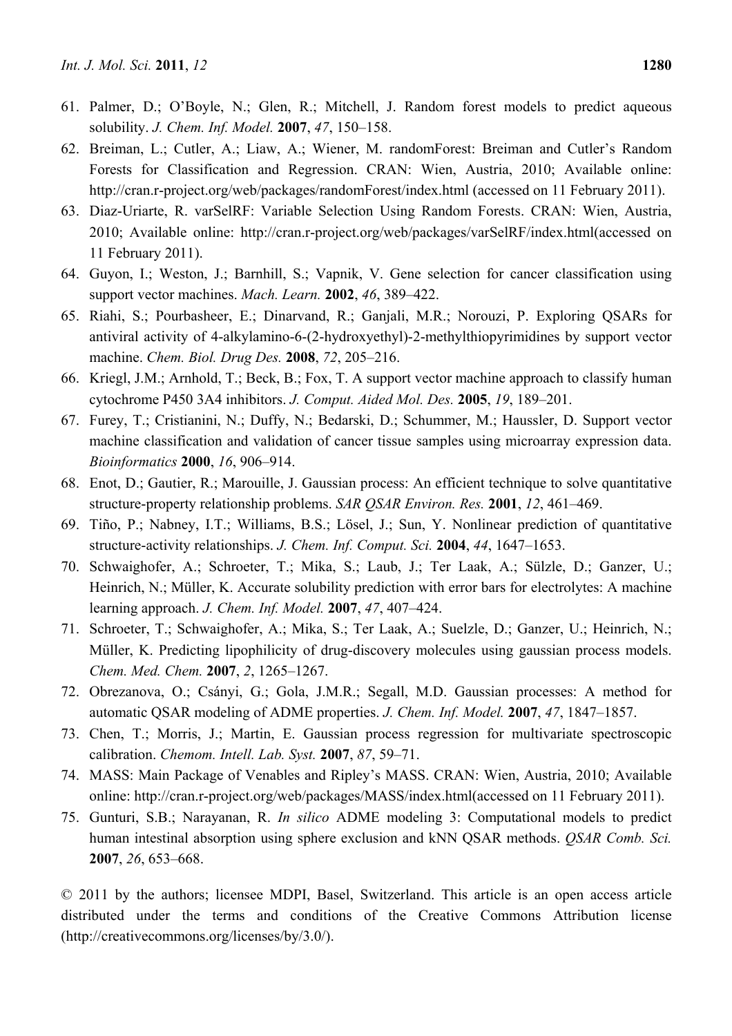61. Palmer, D.; O'Boyle, N.; Glen, R.; Mitchell, J. Random forest models to predict aqueous solubility. *J. Chem. Inf. Model.* **2007**, *47*, 150–158.
62. Breiman, L.; Cutler, A.; Liaw, A.; Wiener, M. randomForest: Breiman and Cutler's Random Forests for Classification and Regression. CRAN: Wien, Austria, 2010; Available online: http://cran.r-project.org/web/packages/randomForest/index.html (accessed on 11 February 2011).
63. Diaz-Uriarte, R. varSelRF: Variable Selection Using Random Forests. CRAN: Wien, Austria, 2010; Available online: http://cran.r-project.org/web/packages/varSelRF/index.html(accessed on 11 February 2011).
64. Guyon, I.; Weston, J.; Barnhill, S.; Vapnik, V. Gene selection for cancer classification using support vector machines. *Mach. Learn.* **2002**, *46*, 389–422.
65. Riahi, S.; Pourbasheer, E.; Dinarvand, R.; Ganjali, M.R.; Norouzi, P. Exploring QSARs for antiviral activity of 4-alkylamino-6-(2-hydroxyethyl)-2-methylthiopyrimidines by support vector machine. *Chem. Biol. Drug Des.* **2008**, *72*, 205–216.
66. Kriegl, J.M.; Arnhold, T.; Beck, B.; Fox, T. A support vector machine approach to classify human cytochrome P450 3A4 inhibitors. *J. Comput. Aided Mol. Des.* **2005**, *19*, 189–201.
67. Furey, T.; Cristianini, N.; Duffy, N.; Bedarski, D.; Schummer, M.; Haussler, D. Support vector machine classification and validation of cancer tissue samples using microarray expression data. *Bioinformatics* **2000**, *16*, 906–914.
68. Enot, D.; Gautier, R.; Marouille, J. Gaussian process: An efficient technique to solve quantitative structure-property relationship problems. *SAR QSAR Environ. Res.* **2001**, *12*, 461–469.
69. Tiño, P.; Nabney, I.T.; Williams, B.S.; Lösel, J.; Sun, Y. Nonlinear prediction of quantitative structure-activity relationships. *J. Chem. Inf. Comput. Sci.* **2004**, *44*, 1647–1653.
70. Schwaighofer, A.; Schroeter, T.; Mika, S.; Laub, J.; Ter Laak, A.; Sülzle, D.; Ganzer, U.; Heinrich, N.; Müller, K. Accurate solubility prediction with error bars for electrolytes: A machine learning approach. *J. Chem. Inf. Model.* **2007**, *47*, 407–424.
71. Schroeter, T.; Schwaighofer, A.; Mika, S.; Ter Laak, A.; Suelzle, D.; Ganzer, U.; Heinrich, N.; Müller, K. Predicting lipophilicity of drug-discovery molecules using gaussian process models. *Chem. Med. Chem.* **2007**, *2*, 1265–1267.
72. Obrezanova, O.; Csányi, G.; Gola, J.M.R.; Segall, M.D. Gaussian processes: A method for automatic QSAR modeling of ADME properties. *J. Chem. Inf. Model.* **2007**, *47*, 1847–1857.
73. Chen, T.; Morris, J.; Martin, E. Gaussian process regression for multivariate spectroscopic calibration. *Chemom. Intell. Lab. Syst.* **2007**, *87*, 59–71.
74. MASS: Main Package of Venables and Ripley's MASS. CRAN: Wien, Austria, 2010; Available online: http://cran.r-project.org/web/packages/MASS/index.html(accessed on 11 February 2011).
75. Gunturi, S.B.; Narayanan, R. *In silico* ADME modeling 3: Computational models to predict human intestinal absorption using sphere exclusion and kNN QSAR methods. *QSAR Comb. Sci.* **2007**, *26*, 653–668.

© 2011 by the authors; licensee MDPI, Basel, Switzerland. This article is an open access article distributed under the terms and conditions of the Creative Commons Attribution license (http://creativecommons.org/licenses/by/3.0/).